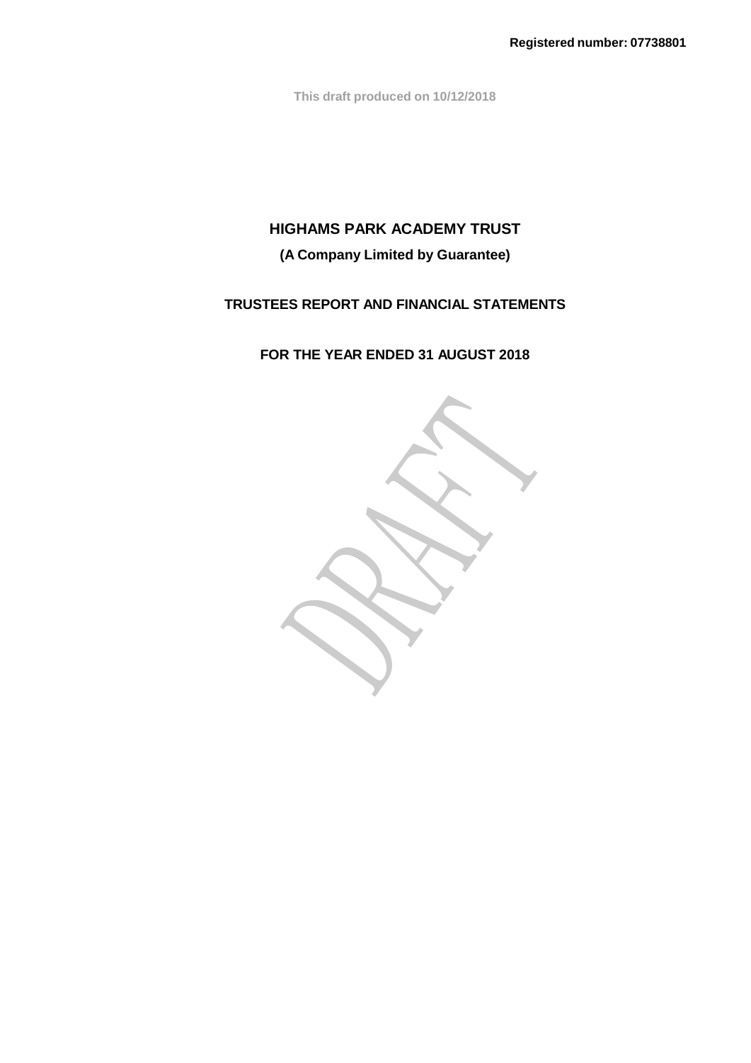**Registered number: 07738801**

This draft produced on 10/12/2018

# HIGHAMS PARK ACADEMY TRUST

**(A Company Limited by Guarantee)**

## TRUSTEES REPORT AND FINANCIAL STATEMENTS

## FOR THE YEAR ENDED 31 AUGUST 2018

DRAFT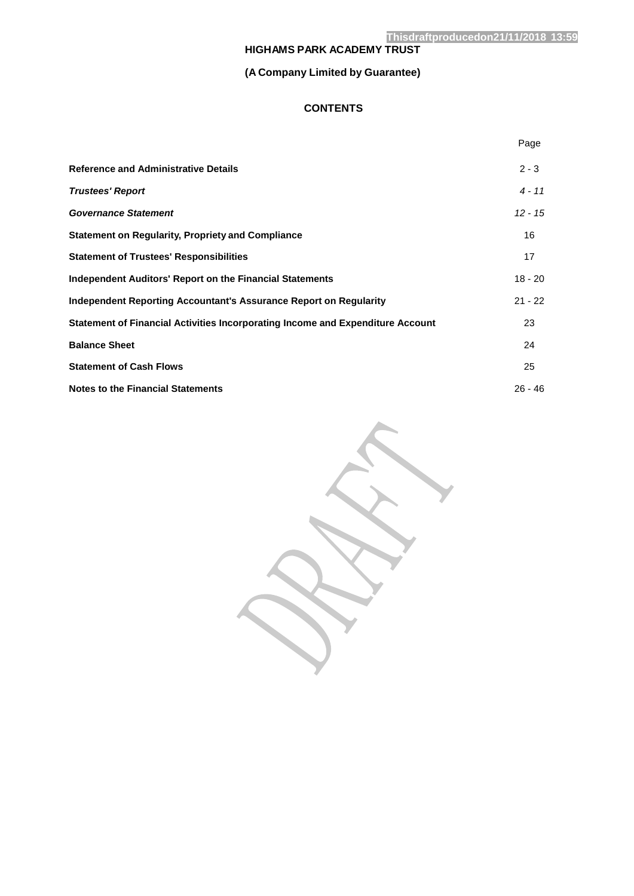# HIGHAMS PARK ACADEMY TRUST

## (A Company Limited by Guarantee)

### CONTENTS

| | Page |
|---|---|
| **Reference and Administrative Details** | 2 - 3 |
| ***Trustees' Report*** | *4 - 11* |
| ***Governance Statement*** | *12 - 15* |
| **Statement on Regularity, Propriety and Compliance** | 16 |
| **Statement of Trustees' Responsibilities** | 17 |
| **Independent Auditors' Report on the Financial Statements** | 18 - 20 |
| **Independent Reporting Accountant's Assurance Report on Regularity** | 21 - 22 |
| **Statement of Financial Activities Incorporating Income and Expenditure Account** | 23 |
| **Balance Sheet** | 24 |
| **Statement of Cash Flows** | 25 |
| **Notes to the Financial Statements** | 26 - 46 |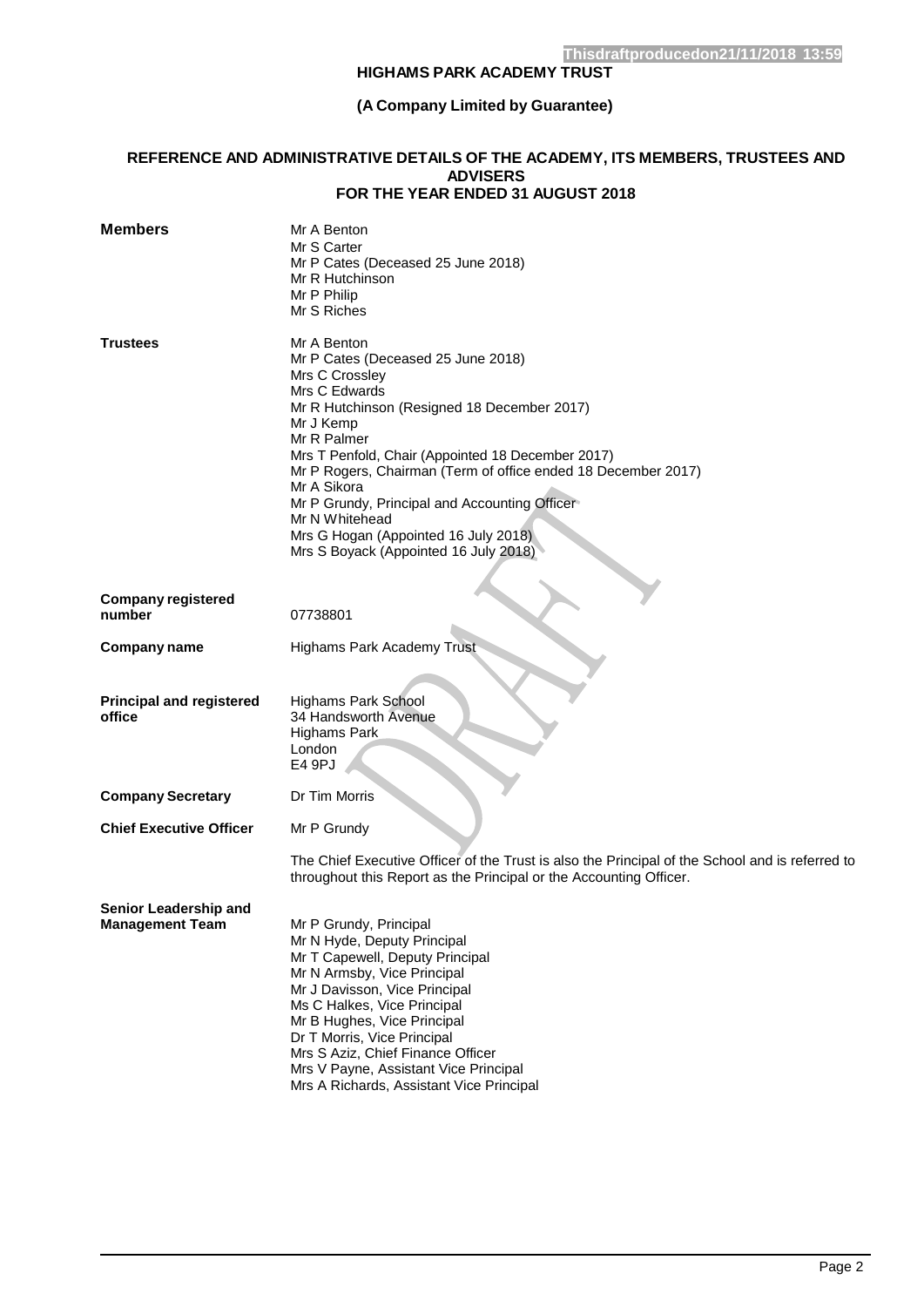# HIGHAMS PARK ACADEMY TRUST

## (A Company Limited by Guarantee)

### REFERENCE AND ADMINISTRATIVE DETAILS OF THE ACADEMY, ITS MEMBERS, TRUSTEES AND ADVISERS FOR THE YEAR ENDED 31 AUGUST 2018

| | |
|---|---|
| **Members** | Mr A Benton<br>Mr S Carter<br>Mr P Cates (Deceased 25 June 2018)<br>Mr R Hutchinson<br>Mr P Philip<br>Mr S Riches |
| **Trustees** | Mr A Benton<br>Mr P Cates (Deceased 25 June 2018)<br>Mrs C Crossley<br>Mrs C Edwards<br>Mr R Hutchinson (Resigned 18 December 2017)<br>Mr J Kemp<br>Mr R Palmer<br>Mrs T Penfold, Chair (Appointed 18 December 2017)<br>Mr P Rogers, Chairman (Term of office ended 18 December 2017)<br>Mr A Sikora<br>Mr P Grundy, Principal and Accounting Officer<br>Mr N Whitehead<br>Mrs G Hogan (Appointed 16 July 2018)<br>Mrs S Boyack (Appointed 16 July 2018) |
| **Company registered number** | 07738801 |
| **Company name** | Highams Park Academy Trust |
| **Principal and registered office** | Highams Park School<br>34 Handsworth Avenue<br>Highams Park<br>London<br>E4 9PJ |
| **Company Secretary** | Dr Tim Morris |
| **Chief Executive Officer** | Mr P Grundy<br><br>The Chief Executive Officer of the Trust is also the Principal of the School and is referred to throughout this Report as the Principal or the Accounting Officer. |
| **Senior Leadership and Management Team** | Mr P Grundy, Principal<br>Mr N Hyde, Deputy Principal<br>Mr T Capewell, Deputy Principal<br>Mr N Armsby, Vice Principal<br>Mr J Davisson, Vice Principal<br>Ms C Halkes, Vice Principal<br>Mr B Hughes, Vice Principal<br>Dr T Morris, Vice Principal<br>Mrs S Aziz, Chief Finance Officer<br>Mrs V Payne, Assistant Vice Principal<br>Mrs A Richards, Assistant Vice Principal |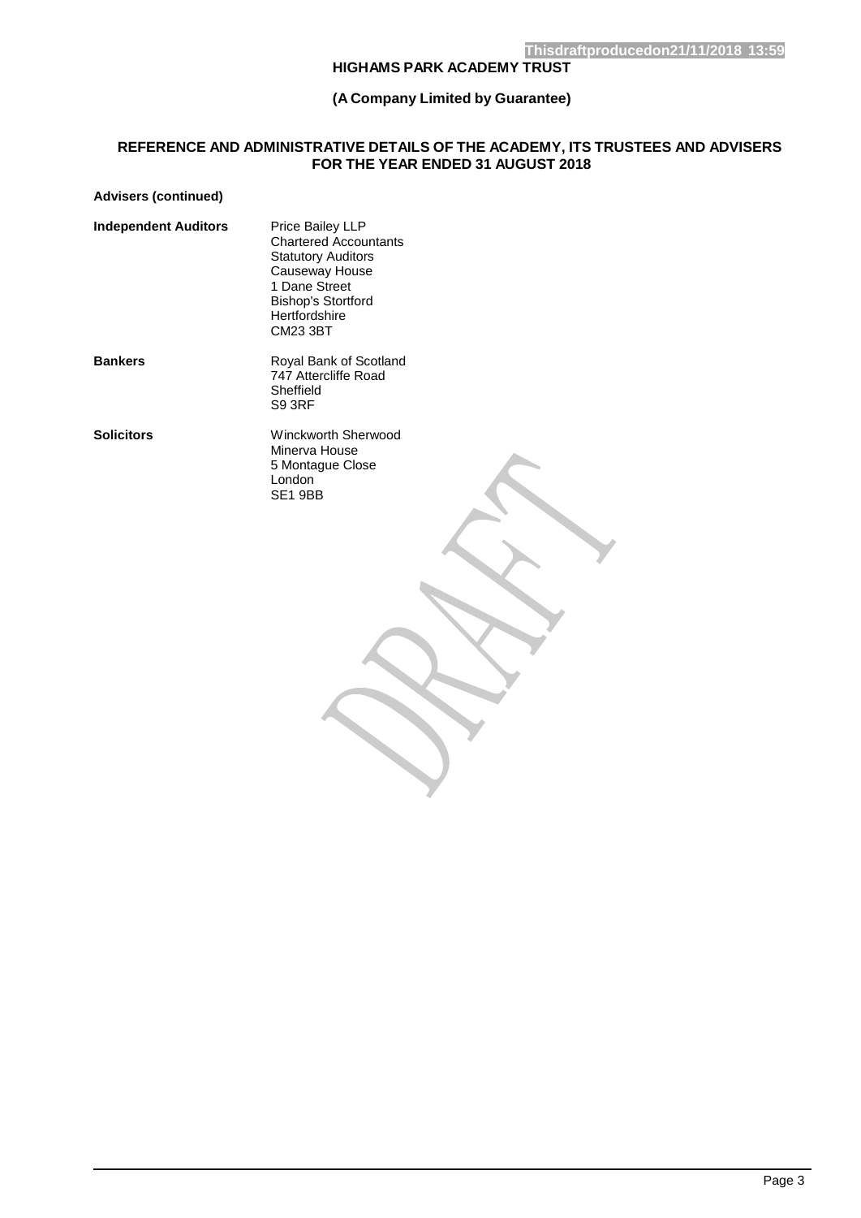# HIGHAMS PARK ACADEMY TRUST

**(A Company Limited by Guarantee)**

## REFERENCE AND ADMINISTRATIVE DETAILS OF THE ACADEMY, ITS TRUSTEES AND ADVISERS FOR THE YEAR ENDED 31 AUGUST 2018

**Advisers (continued)**

**Independent Auditors**

Price Bailey LLP
Chartered Accountants
Statutory Auditors
Causeway House
1 Dane Street
Bishop's Stortford
Hertfordshire
CM23 3BT

**Bankers**

Royal Bank of Scotland
747 Attercliffe Road
Sheffield
S9 3RF

**Solicitors**

Winckworth Sherwood
Minerva House
5 Montague Close
London
SE1 9BB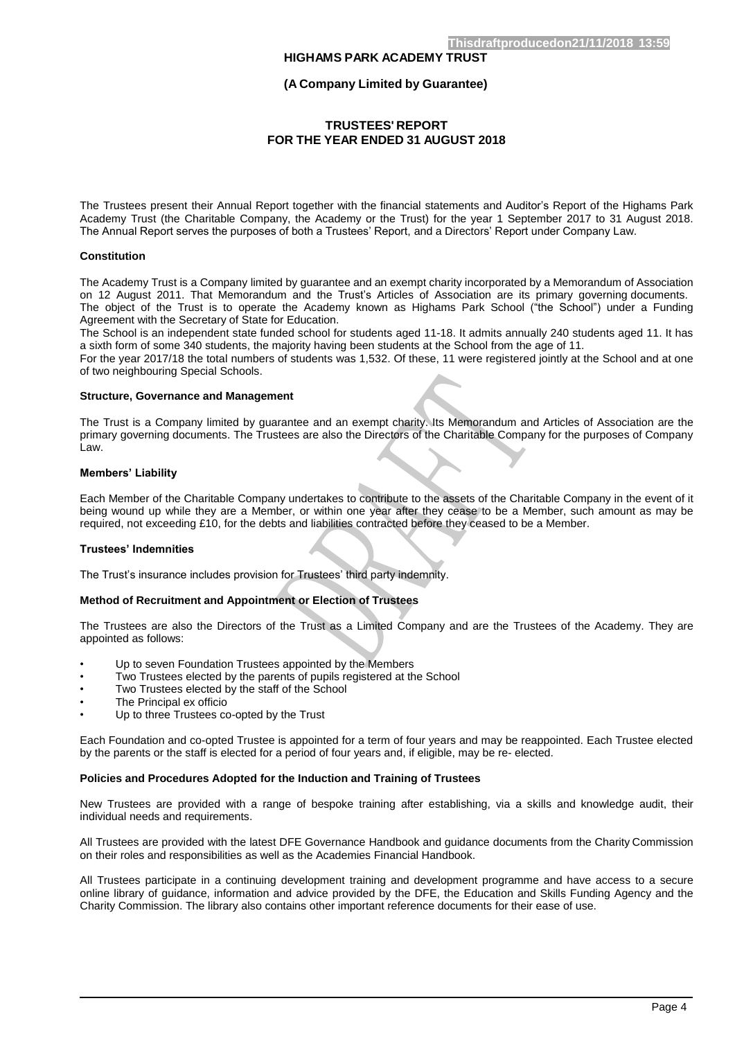# HIGHAMS PARK ACADEMY TRUST

## (A Company Limited by Guarantee)

## TRUSTEES' REPORT
## FOR THE YEAR ENDED 31 AUGUST 2018

The Trustees present their Annual Report together with the financial statements and Auditor's Report of the Highams Park Academy Trust (the Charitable Company, the Academy or the Trust) for the year 1 September 2017 to 31 August 2018. The Annual Report serves the purposes of both a Trustees' Report, and a Directors' Report under Company Law.

**Constitution**

The Academy Trust is a Company limited by guarantee and an exempt charity incorporated by a Memorandum of Association on 12 August 2011. That Memorandum and the Trust's Articles of Association are its primary governing documents. The object of the Trust is to operate the Academy known as Highams Park School ("the School") under a Funding Agreement with the Secretary of State for Education.

The School is an independent state funded school for students aged 11-18. It admits annually 240 students aged 11. It has a sixth form of some 340 students, the majority having been students at the School from the age of 11.

For the year 2017/18 the total numbers of students was 1,532. Of these, 11 were registered jointly at the School and at one of two neighbouring Special Schools.

**Structure, Governance and Management**

The Trust is a Company limited by guarantee and an exempt charity. Its Memorandum and Articles of Association are the primary governing documents. The Trustees are also the Directors of the Charitable Company for the purposes of Company Law.

**Members' Liability**

Each Member of the Charitable Company undertakes to contribute to the assets of the Charitable Company in the event of it being wound up while they are a Member, or within one year after they cease to be a Member, such amount as may be required, not exceeding £10, for the debts and liabilities contracted before they ceased to be a Member.

**Trustees' Indemnities**

The Trust's insurance includes provision for Trustees' third party indemnity.

**Method of Recruitment and Appointment or Election of Trustees**

The Trustees are also the Directors of the Trust as a Limited Company and are the Trustees of the Academy. They are appointed as follows:

- Up to seven Foundation Trustees appointed by the Members
- Two Trustees elected by the parents of pupils registered at the School
- Two Trustees elected by the staff of the School
- The Principal ex officio
- Up to three Trustees co-opted by the Trust

Each Foundation and co-opted Trustee is appointed for a term of four years and may be reappointed. Each Trustee elected by the parents or the staff is elected for a period of four years and, if eligible, may be re- elected.

**Policies and Procedures Adopted for the Induction and Training of Trustees**

New Trustees are provided with a range of bespoke training after establishing, via a skills and knowledge audit, their individual needs and requirements.

All Trustees are provided with the latest DFE Governance Handbook and guidance documents from the Charity Commission on their roles and responsibilities as well as the Academies Financial Handbook.

All Trustees participate in a continuing development training and development programme and have access to a secure online library of guidance, information and advice provided by the DFE, the Education and Skills Funding Agency and the Charity Commission. The library also contains other important reference documents for their ease of use.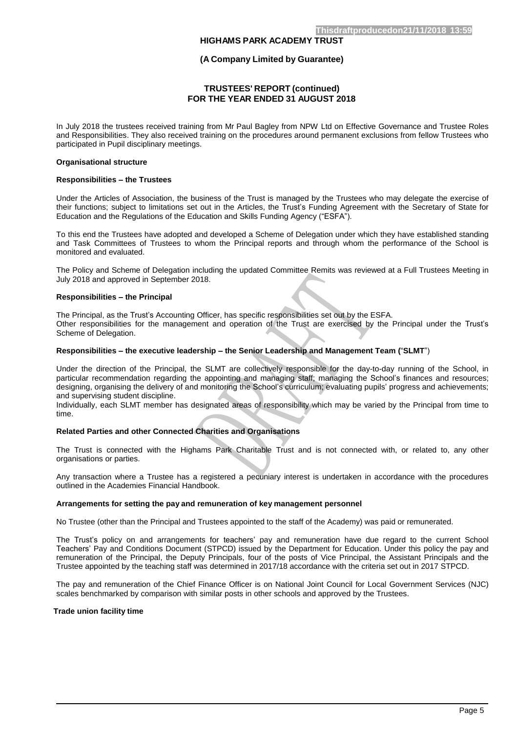In July 2018 the trustees received training from Mr Paul Bagley from NPW Ltd on Effective Governance and Trustee Roles and Responsibilities. They also received training on the procedures around permanent exclusions from fellow Trustees who participated in Pupil disciplinary meetings.

**Organisational structure**

**Responsibilities – the Trustees**

Under the Articles of Association, the business of the Trust is managed by the Trustees who may delegate the exercise of their functions; subject to limitations set out in the Articles, the Trust's Funding Agreement with the Secretary of State for Education and the Regulations of the Education and Skills Funding Agency ("ESFA").

To this end the Trustees have adopted and developed a Scheme of Delegation under which they have established standing and Task Committees of Trustees to whom the Principal reports and through whom the performance of the School is monitored and evaluated.

The Policy and Scheme of Delegation including the updated Committee Remits was reviewed at a Full Trustees Meeting in July 2018 and approved in September 2018.

**Responsibilities – the Principal**

The Principal, as the Trust's Accounting Officer, has specific responsibilities set out by the ESFA.
Other responsibilities for the management and operation of the Trust are exercised by the Principal under the Trust's Scheme of Delegation.

**Responsibilities – the executive leadership – the Senior Leadership and Management Team ("SLMT")**

Under the direction of the Principal, the SLMT are collectively responsible for the day-to-day running of the School, in particular recommendation regarding the appointing and managing staff; managing the School's finances and resources; designing, organising the delivery of and monitoring the School's curriculum; evaluating pupils' progress and achievements; and supervising student discipline.
Individually, each SLMT member has designated areas of responsibility which may be varied by the Principal from time to time.

**Related Parties and other Connected Charities and Organisations**

The Trust is connected with the Highams Park Charitable Trust and is not connected with, or related to, any other organisations or parties.

Any transaction where a Trustee has a registered a pecuniary interest is undertaken in accordance with the procedures outlined in the Academies Financial Handbook.

**Arrangements for setting the pay and remuneration of key management personnel**

No Trustee (other than the Principal and Trustees appointed to the staff of the Academy) was paid or remunerated.

The Trust's policy on and arrangements for teachers' pay and remuneration have due regard to the current School Teachers' Pay and Conditions Document (STPCD) issued by the Department for Education. Under this policy the pay and remuneration of the Principal, the Deputy Principals, four of the posts of Vice Principal, the Assistant Principals and the Trustee appointed by the teaching staff was determined in 2017/18 accordance with the criteria set out in 2017 STPCD.

The pay and remuneration of the Chief Finance Officer is on National Joint Council for Local Government Services (NJC) scales benchmarked by comparison with similar posts in other schools and approved by the Trustees.

**Trade union facility time**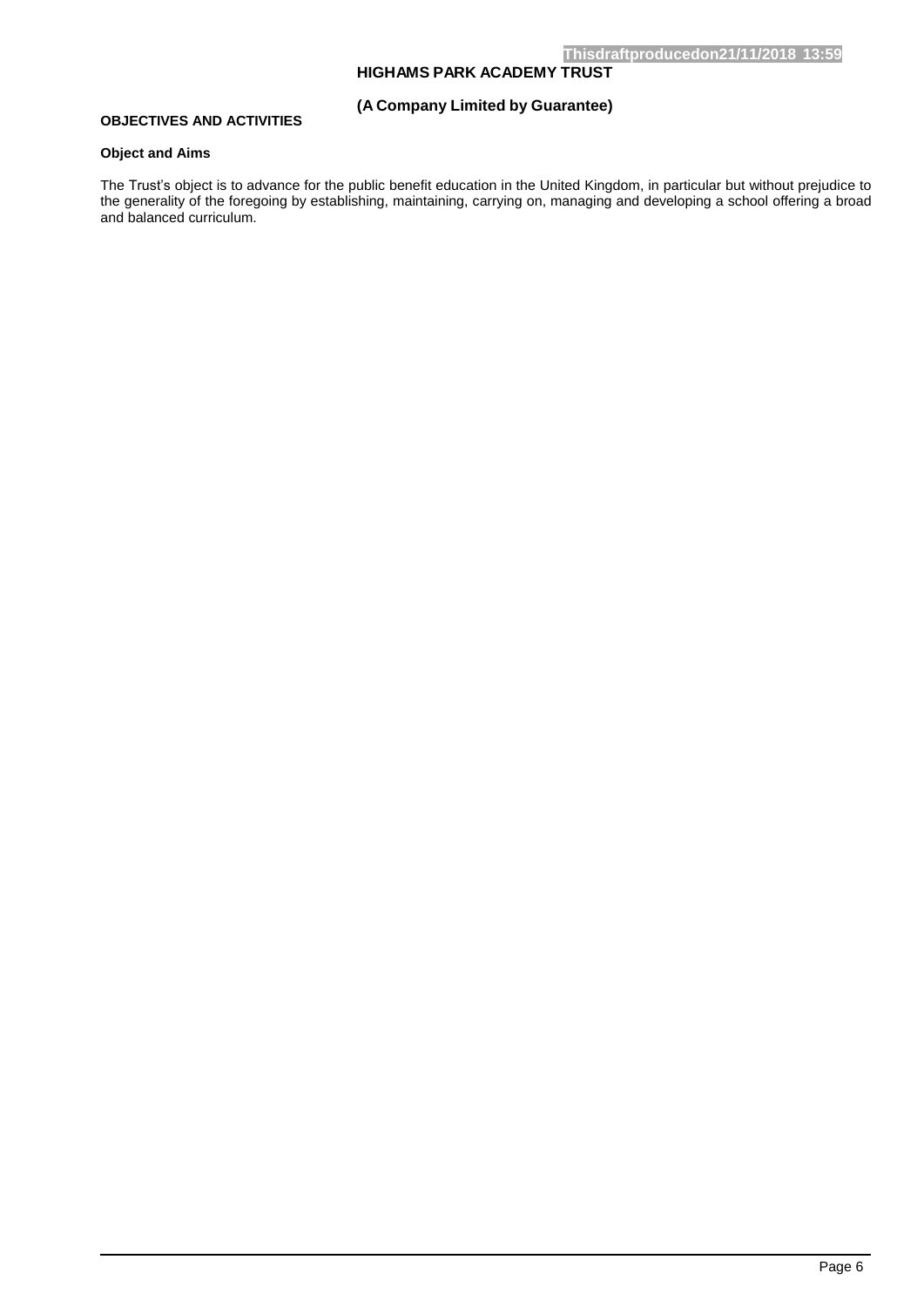## OBJECTIVES AND ACTIVITIES

### Object and Aims

The Trust's object is to advance for the public benefit education in the United Kingdom, in particular but without prejudice to the generality of the foregoing by establishing, maintaining, carrying on, managing and developing a school offering a broad and balanced curriculum.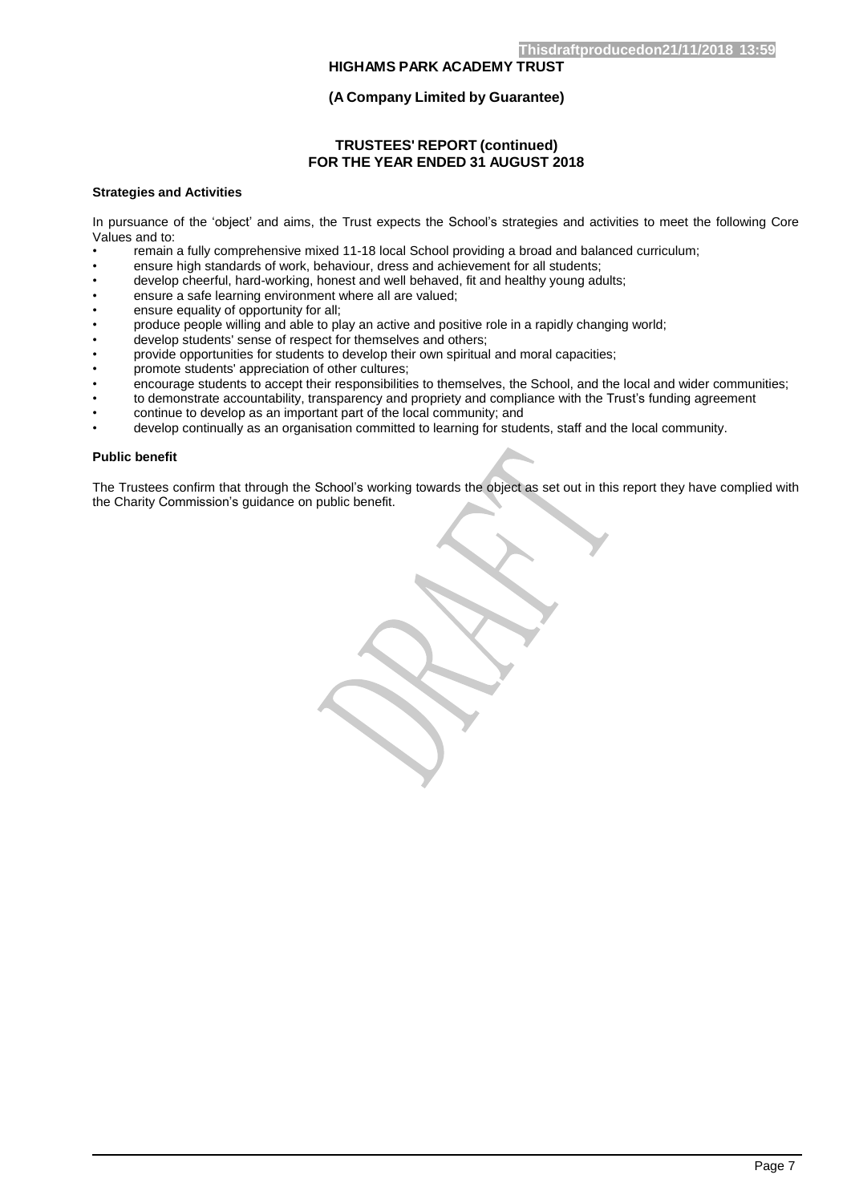**Strategies and Activities**

In pursuance of the 'object' and aims, the Trust expects the School's strategies and activities to meet the following Core Values and to:

- remain a fully comprehensive mixed 11-18 local School providing a broad and balanced curriculum;
- ensure high standards of work, behaviour, dress and achievement for all students;
- develop cheerful, hard-working, honest and well behaved, fit and healthy young adults;
- ensure a safe learning environment where all are valued;
- ensure equality of opportunity for all;
- produce people willing and able to play an active and positive role in a rapidly changing world;
- develop students' sense of respect for themselves and others;
- provide opportunities for students to develop their own spiritual and moral capacities;
- promote students' appreciation of other cultures;
- encourage students to accept their responsibilities to themselves, the School, and the local and wider communities;
- to demonstrate accountability, transparency and propriety and compliance with the Trust's funding agreement
- continue to develop as an important part of the local community; and
- develop continually as an organisation committed to learning for students, staff and the local community.

**Public benefit**

The Trustees confirm that through the School's working towards the object as set out in this report they have complied with the Charity Commission's guidance on public benefit.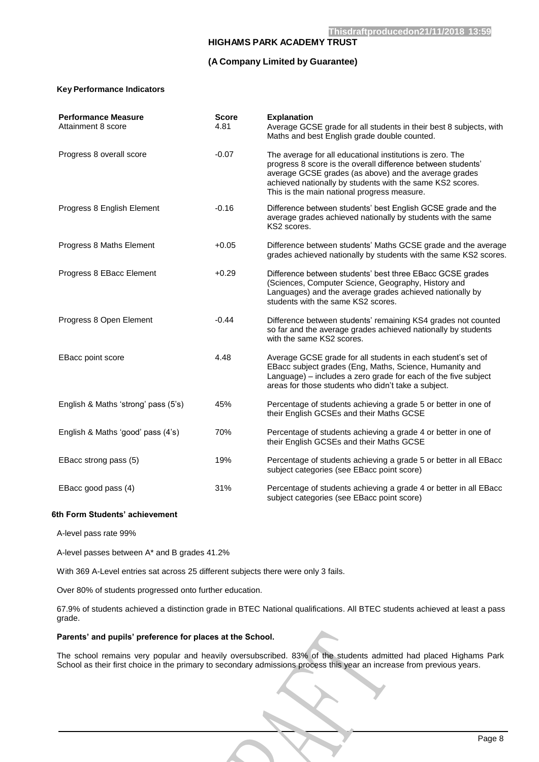## Key Performance Indicators

| Performance Measure | Score | Explanation |
|---|---|---|
| Attainment 8 score | 4.81 | Average GCSE grade for all students in their best 8 subjects, with Maths and best English grade double counted. |
| Progress 8 overall score | -0.07 | The average for all educational institutions is zero. The progress 8 score is the overall difference between students' average GCSE grades (as above) and the average grades achieved nationally by students with the same KS2 scores. This is the main national progress measure. |
| Progress 8 English Element | -0.16 | Difference between students' best English GCSE grade and the average grades achieved nationally by students with the same KS2 scores. |
| Progress 8 Maths Element | +0.05 | Difference between students' Maths GCSE grade and the average grades achieved nationally by students with the same KS2 scores. |
| Progress 8 EBacc Element | +0.29 | Difference between students' best three EBacc GCSE grades (Sciences, Computer Science, Geography, History and Languages) and the average grades achieved nationally by students with the same KS2 scores. |
| Progress 8 Open Element | -0.44 | Difference between students' remaining KS4 grades not counted so far and the average grades achieved nationally by students with the same KS2 scores. |
| EBacc point score | 4.48 | Average GCSE grade for all students in each student's set of EBacc subject grades (Eng, Maths, Science, Humanity and Language) – includes a zero grade for each of the five subject areas for those students who didn't take a subject. |
| English & Maths 'strong' pass (5's) | 45% | Percentage of students achieving a grade 5 or better in one of their English GCSEs and their Maths GCSE |
| English & Maths 'good' pass (4's) | 70% | Percentage of students achieving a grade 4 or better in one of their English GCSEs and their Maths GCSE |
| EBacc strong pass (5) | 19% | Percentage of students achieving a grade 5 or better in all EBacc subject categories (see EBacc point score) |
| EBacc good pass (4) | 31% | Percentage of students achieving a grade 4 or better in all EBacc subject categories (see EBacc point score) |

## 6th Form Students' achievement

A-level pass rate 99%

A-level passes between A* and B grades 41.2%

With 369 A-Level entries sat across 25 different subjects there were only 3 fails.

Over 80% of students progressed onto further education.

67.9% of students achieved a distinction grade in BTEC National qualifications. All BTEC students achieved at least a pass grade.

**Parents' and pupils' preference for places at the School.**

The school remains very popular and heavily oversubscribed. 83% of the students admitted had placed Highams Park School as their first choice in the primary to secondary admissions process this year an increase from previous years.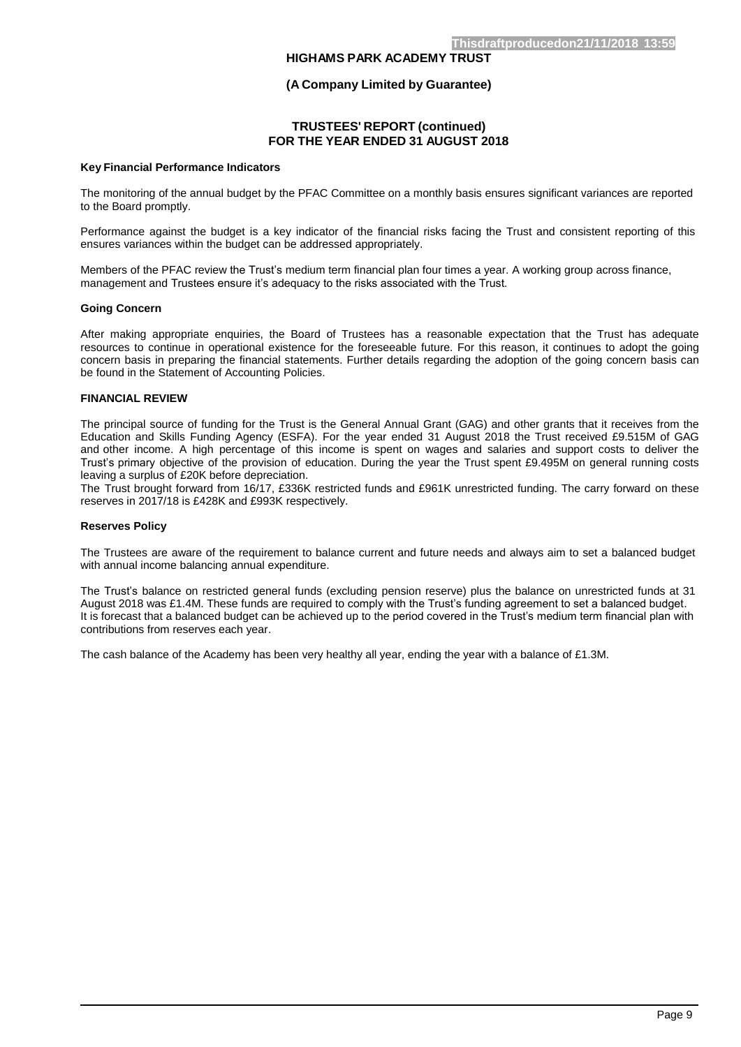### Key Financial Performance Indicators

The monitoring of the annual budget by the PFAC Committee on a monthly basis ensures significant variances are reported to the Board promptly.

Performance against the budget is a key indicator of the financial risks facing the Trust and consistent reporting of this ensures variances within the budget can be addressed appropriately.

Members of the PFAC review the Trust's medium term financial plan four times a year. A working group across finance, management and Trustees ensure it's adequacy to the risks associated with the Trust.

### Going Concern

After making appropriate enquiries, the Board of Trustees has a reasonable expectation that the Trust has adequate resources to continue in operational existence for the foreseeable future. For this reason, it continues to adopt the going concern basis in preparing the financial statements. Further details regarding the adoption of the going concern basis can be found in the Statement of Accounting Policies.

### FINANCIAL REVIEW

The principal source of funding for the Trust is the General Annual Grant (GAG) and other grants that it receives from the Education and Skills Funding Agency (ESFA). For the year ended 31 August 2018 the Trust received £9.515M of GAG and other income. A high percentage of this income is spent on wages and salaries and support costs to deliver the Trust's primary objective of the provision of education. During the year the Trust spent £9.495M on general running costs leaving a surplus of £20K before depreciation.
The Trust brought forward from 16/17, £336K restricted funds and £961K unrestricted funding. The carry forward on these reserves in 2017/18 is £428K and £993K respectively.

### Reserves Policy

The Trustees are aware of the requirement to balance current and future needs and always aim to set a balanced budget with annual income balancing annual expenditure.

The Trust's balance on restricted general funds (excluding pension reserve) plus the balance on unrestricted funds at 31 August 2018 was £1.4M. These funds are required to comply with the Trust's funding agreement to set a balanced budget. It is forecast that a balanced budget can be achieved up to the period covered in the Trust's medium term financial plan with contributions from reserves each year.

The cash balance of the Academy has been very healthy all year, ending the year with a balance of £1.3M.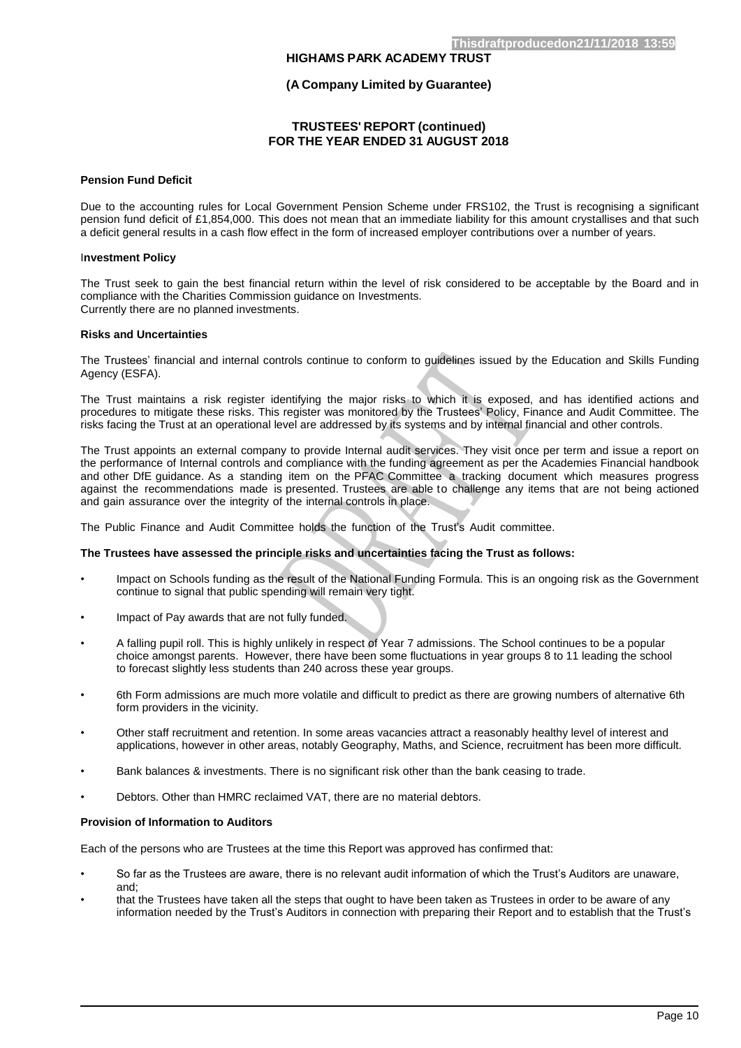#### Pension Fund Deficit

Due to the accounting rules for Local Government Pension Scheme under FRS102, the Trust is recognising a significant pension fund deficit of £1,854,000. This does not mean that an immediate liability for this amount crystallises and that such a deficit general results in a cash flow effect in the form of increased employer contributions over a number of years.

#### Investment Policy

The Trust seek to gain the best financial return within the level of risk considered to be acceptable by the Board and in compliance with the Charities Commission guidance on Investments.
Currently there are no planned investments.

#### Risks and Uncertainties

The Trustees' financial and internal controls continue to conform to guidelines issued by the Education and Skills Funding Agency (ESFA).

The Trust maintains a risk register identifying the major risks to which it is exposed, and has identified actions and procedures to mitigate these risks. This register was monitored by the Trustees' Policy, Finance and Audit Committee. The risks facing the Trust at an operational level are addressed by its systems and by internal financial and other controls.

The Trust appoints an external company to provide Internal audit services. They visit once per term and issue a report on the performance of Internal controls and compliance with the funding agreement as per the Academies Financial handbook and other DfE guidance. As a standing item on the PFAC Committee a tracking document which measures progress against the recommendations made is presented. Trustees are able to challenge any items that are not being actioned and gain assurance over the integrity of the internal controls in place.

The Public Finance and Audit Committee holds the function of the Trust's Audit committee.

**The Trustees have assessed the principle risks and uncertainties facing the Trust as follows:**

- Impact on Schools funding as the result of the National Funding Formula. This is an ongoing risk as the Government continue to signal that public spending will remain very tight.
- Impact of Pay awards that are not fully funded.
- A falling pupil roll. This is highly unlikely in respect of Year 7 admissions. The School continues to be a popular choice amongst parents. However, there have been some fluctuations in year groups 8 to 11 leading the school to forecast slightly less students than 240 across these year groups.
- 6th Form admissions are much more volatile and difficult to predict as there are growing numbers of alternative 6th form providers in the vicinity.
- Other staff recruitment and retention. In some areas vacancies attract a reasonably healthy level of interest and applications, however in other areas, notably Geography, Maths, and Science, recruitment has been more difficult.
- Bank balances & investments. There is no significant risk other than the bank ceasing to trade.
- Debtors. Other than HMRC reclaimed VAT, there are no material debtors.

#### Provision of Information to Auditors

Each of the persons who are Trustees at the time this Report was approved has confirmed that:

- So far as the Trustees are aware, there is no relevant audit information of which the Trust's Auditors are unaware, and;
- that the Trustees have taken all the steps that ought to have been taken as Trustees in order to be aware of any information needed by the Trust's Auditors in connection with preparing their Report and to establish that the Trust's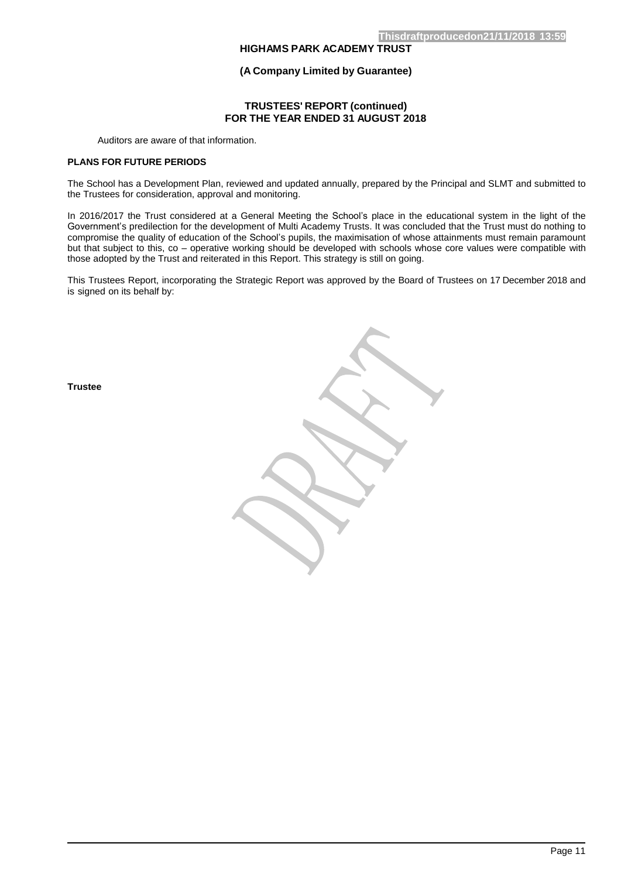Auditors are aware of that information.

**PLANS FOR FUTURE PERIODS**

The School has a Development Plan, reviewed and updated annually, prepared by the Principal and SLMT and submitted to the Trustees for consideration, approval and monitoring.

In 2016/2017 the Trust considered at a General Meeting the School's place in the educational system in the light of the Government's predilection for the development of Multi Academy Trusts. It was concluded that the Trust must do nothing to compromise the quality of education of the School's pupils, the maximisation of whose attainments must remain paramount but that subject to this, co – operative working should be developed with schools whose core values were compatible with those adopted by the Trust and reiterated in this Report. This strategy is still on going.

This Trustees Report, incorporating the Strategic Report was approved by the Board of Trustees on 17 December 2018 and is signed on its behalf by:

**Trustee**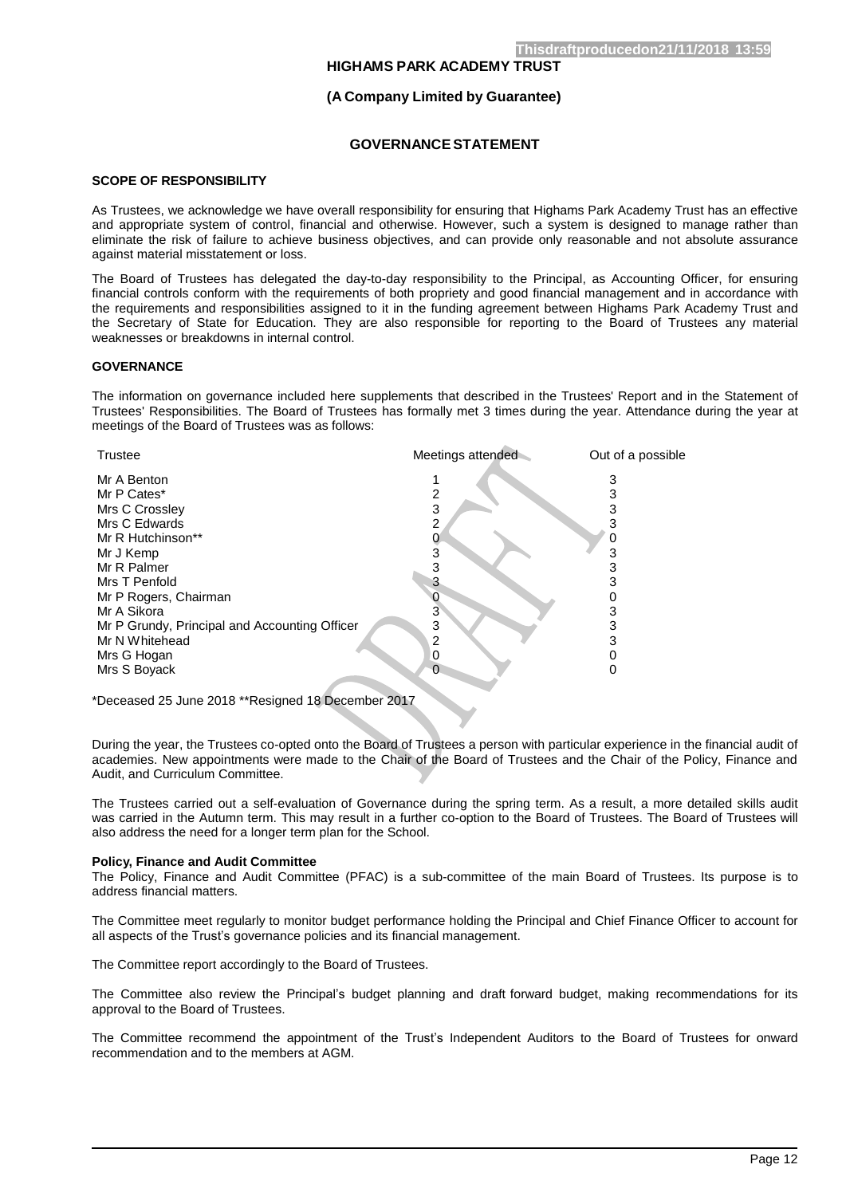# HIGHAMS PARK ACADEMY TRUST

## (A Company Limited by Guarantee)

## GOVERNANCE STATEMENT

### SCOPE OF RESPONSIBILITY

As Trustees, we acknowledge we have overall responsibility for ensuring that Highams Park Academy Trust has an effective and appropriate system of control, financial and otherwise. However, such a system is designed to manage rather than eliminate the risk of failure to achieve business objectives, and can provide only reasonable and not absolute assurance against material misstatement or loss.

The Board of Trustees has delegated the day-to-day responsibility to the Principal, as Accounting Officer, for ensuring financial controls conform with the requirements of both propriety and good financial management and in accordance with the requirements and responsibilities assigned to it in the funding agreement between Highams Park Academy Trust and the Secretary of State for Education. They are also responsible for reporting to the Board of Trustees any material weaknesses or breakdowns in internal control.

### GOVERNANCE

The information on governance included here supplements that described in the Trustees' Report and in the Statement of Trustees' Responsibilities. The Board of Trustees has formally met 3 times during the year. Attendance during the year at meetings of the Board of Trustees was as follows:

| Trustee | Meetings attended | Out of a possible |
|---|---|---|
| Mr A Benton | 1 | 3 |
| Mr P Cates* | 2 | 3 |
| Mrs C Crossley | 3 | 3 |
| Mrs C Edwards | 2 | 3 |
| Mr R Hutchinson** | 0 | 0 |
| Mr J Kemp | 3 | 3 |
| Mr R Palmer | 3 | 3 |
| Mrs T Penfold | 3 | 3 |
| Mr P Rogers, Chairman | 0 | 0 |
| Mr A Sikora | 3 | 3 |
| Mr P Grundy, Principal and Accounting Officer | 3 | 3 |
| Mr N Whitehead | 2 | 3 |
| Mrs G Hogan | 0 | 0 |
| Mrs S Boyack | 0 | 0 |

*Deceased 25 June 2018 **Resigned 18 December 2017

During the year, the Trustees co-opted onto the Board of Trustees a person with particular experience in the financial audit of academies. New appointments were made to the Chair of the Board of Trustees and the Chair of the Policy, Finance and Audit, and Curriculum Committee.

The Trustees carried out a self-evaluation of Governance during the spring term. As a result, a more detailed skills audit was carried in the Autumn term. This may result in a further co-option to the Board of Trustees. The Board of Trustees will also address the need for a longer term plan for the School.

**Policy, Finance and Audit Committee**

The Policy, Finance and Audit Committee (PFAC) is a sub-committee of the main Board of Trustees. Its purpose is to address financial matters.

The Committee meet regularly to monitor budget performance holding the Principal and Chief Finance Officer to account for all aspects of the Trust's governance policies and its financial management.

The Committee report accordingly to the Board of Trustees.

The Committee also review the Principal's budget planning and draft forward budget, making recommendations for its approval to the Board of Trustees.

The Committee recommend the appointment of the Trust's Independent Auditors to the Board of Trustees for onward recommendation and to the members at AGM.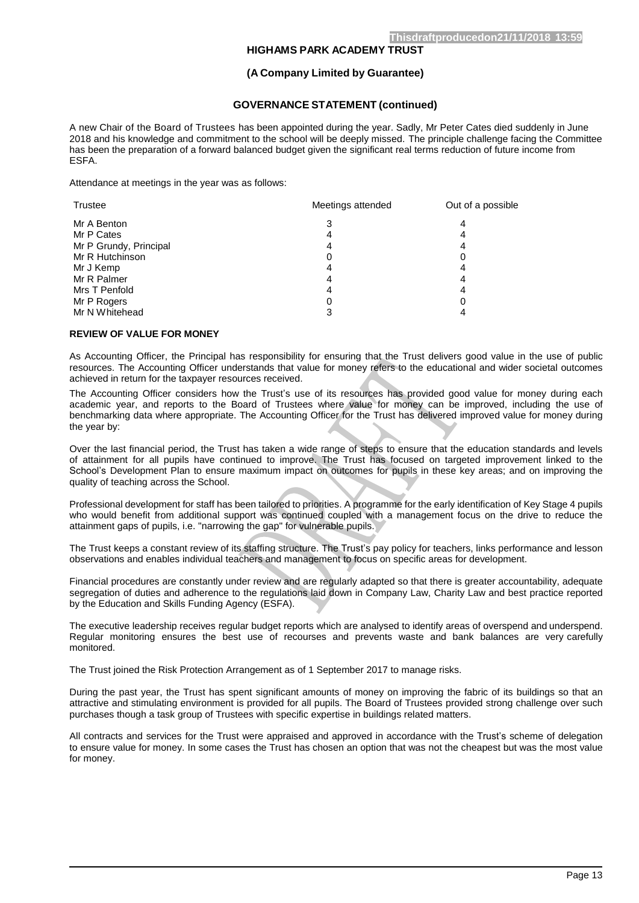HIGHAMS PARK ACADEMY TRUST

(A Company Limited by Guarantee)

## GOVERNANCE STATEMENT (continued)

A new Chair of the Board of Trustees has been appointed during the year. Sadly, Mr Peter Cates died suddenly in June 2018 and his knowledge and commitment to the school will be deeply missed. The principle challenge facing the Committee has been the preparation of a forward balanced budget given the significant real terms reduction of future income from ESFA.

Attendance at meetings in the year was as follows:

| Trustee | Meetings attended | Out of a possible |
|---|---|---|
| Mr A Benton | 3 | 4 |
| Mr P Cates | 4 | 4 |
| Mr P Grundy, Principal | 4 | 4 |
| Mr R Hutchinson | 0 | 0 |
| Mr J Kemp | 4 | 4 |
| Mr R Palmer | 4 | 4 |
| Mrs T Penfold | 4 | 4 |
| Mr P Rogers | 0 | 0 |
| Mr N Whitehead | 3 | 4 |

### REVIEW OF VALUE FOR MONEY

As Accounting Officer, the Principal has responsibility for ensuring that the Trust delivers good value in the use of public resources. The Accounting Officer understands that value for money refers to the educational and wider societal outcomes achieved in return for the taxpayer resources received.

The Accounting Officer considers how the Trust's use of its resources has provided good value for money during each academic year, and reports to the Board of Trustees where value for money can be improved, including the use of benchmarking data where appropriate. The Accounting Officer for the Trust has delivered improved value for money during the year by:

Over the last financial period, the Trust has taken a wide range of steps to ensure that the education standards and levels of attainment for all pupils have continued to improve. The Trust has focused on targeted improvement linked to the School's Development Plan to ensure maximum impact on outcomes for pupils in these key areas; and on improving the quality of teaching across the School.

Professional development for staff has been tailored to priorities. A programme for the early identification of Key Stage 4 pupils who would benefit from additional support was continued coupled with a management focus on the drive to reduce the attainment gaps of pupils, i.e. "narrowing the gap" for vulnerable pupils.

The Trust keeps a constant review of its staffing structure. The Trust's pay policy for teachers, links performance and lesson observations and enables individual teachers and management to focus on specific areas for development.

Financial procedures are constantly under review and are regularly adapted so that there is greater accountability, adequate segregation of duties and adherence to the regulations laid down in Company Law, Charity Law and best practice reported by the Education and Skills Funding Agency (ESFA).

The executive leadership receives regular budget reports which are analysed to identify areas of overspend and underspend. Regular monitoring ensures the best use of recourses and prevents waste and bank balances are very carefully monitored.

The Trust joined the Risk Protection Arrangement as of 1 September 2017 to manage risks.

During the past year, the Trust has spent significant amounts of money on improving the fabric of its buildings so that an attractive and stimulating environment is provided for all pupils. The Board of Trustees provided strong challenge over such purchases though a task group of Trustees with specific expertise in buildings related matters.

All contracts and services for the Trust were appraised and approved in accordance with the Trust's scheme of delegation to ensure value for money. In some cases the Trust has chosen an option that was not the cheapest but was the most value for money.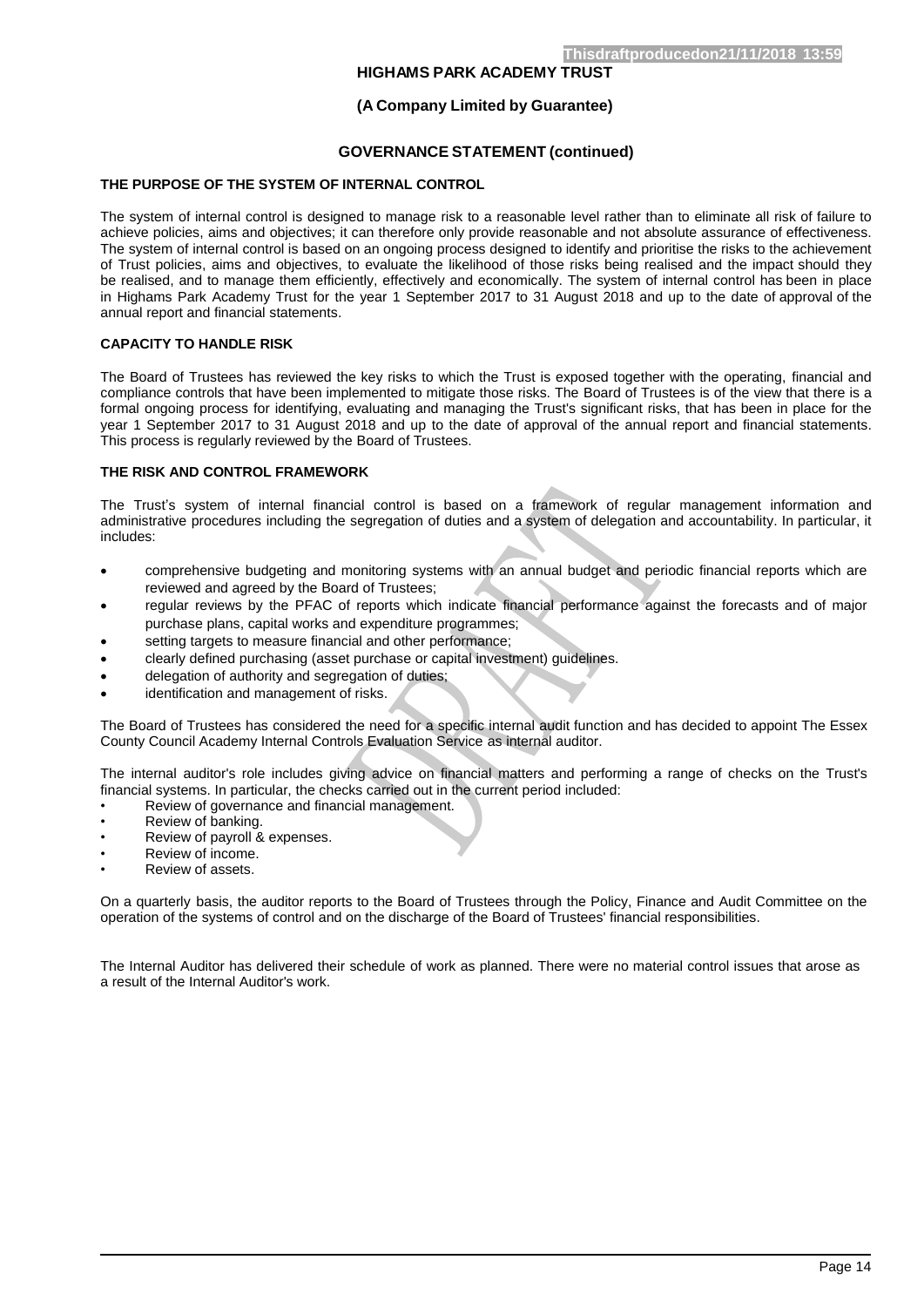## THE PURPOSE OF THE SYSTEM OF INTERNAL CONTROL

The system of internal control is designed to manage risk to a reasonable level rather than to eliminate all risk of failure to achieve policies, aims and objectives; it can therefore only provide reasonable and not absolute assurance of effectiveness. The system of internal control is based on an ongoing process designed to identify and prioritise the risks to the achievement of Trust policies, aims and objectives, to evaluate the likelihood of those risks being realised and the impact should they be realised, and to manage them efficiently, effectively and economically. The system of internal control has been in place in Highams Park Academy Trust for the year 1 September 2017 to 31 August 2018 and up to the date of approval of the annual report and financial statements.

## CAPACITY TO HANDLE RISK

The Board of Trustees has reviewed the key risks to which the Trust is exposed together with the operating, financial and compliance controls that have been implemented to mitigate those risks. The Board of Trustees is of the view that there is a formal ongoing process for identifying, evaluating and managing the Trust's significant risks, that has been in place for the year 1 September 2017 to 31 August 2018 and up to the date of approval of the annual report and financial statements. This process is regularly reviewed by the Board of Trustees.

## THE RISK AND CONTROL FRAMEWORK

The Trust's system of internal financial control is based on a framework of regular management information and administrative procedures including the segregation of duties and a system of delegation and accountability. In particular, it includes:

- comprehensive budgeting and monitoring systems with an annual budget and periodic financial reports which are reviewed and agreed by the Board of Trustees;
- regular reviews by the PFAC of reports which indicate financial performance against the forecasts and of major purchase plans, capital works and expenditure programmes;
- setting targets to measure financial and other performance;
- clearly defined purchasing (asset purchase or capital investment) guidelines.
- delegation of authority and segregation of duties;
- identification and management of risks.

The Board of Trustees has considered the need for a specific internal audit function and has decided to appoint The Essex County Council Academy Internal Controls Evaluation Service as internal auditor.

The internal auditor's role includes giving advice on financial matters and performing a range of checks on the Trust's financial systems. In particular, the checks carried out in the current period included:

- Review of governance and financial management.
- Review of banking.
- Review of payroll & expenses.
- Review of income.
- Review of assets.

On a quarterly basis, the auditor reports to the Board of Trustees through the Policy, Finance and Audit Committee on the operation of the systems of control and on the discharge of the Board of Trustees' financial responsibilities.

The Internal Auditor has delivered their schedule of work as planned. There were no material control issues that arose as a result of the Internal Auditor's work.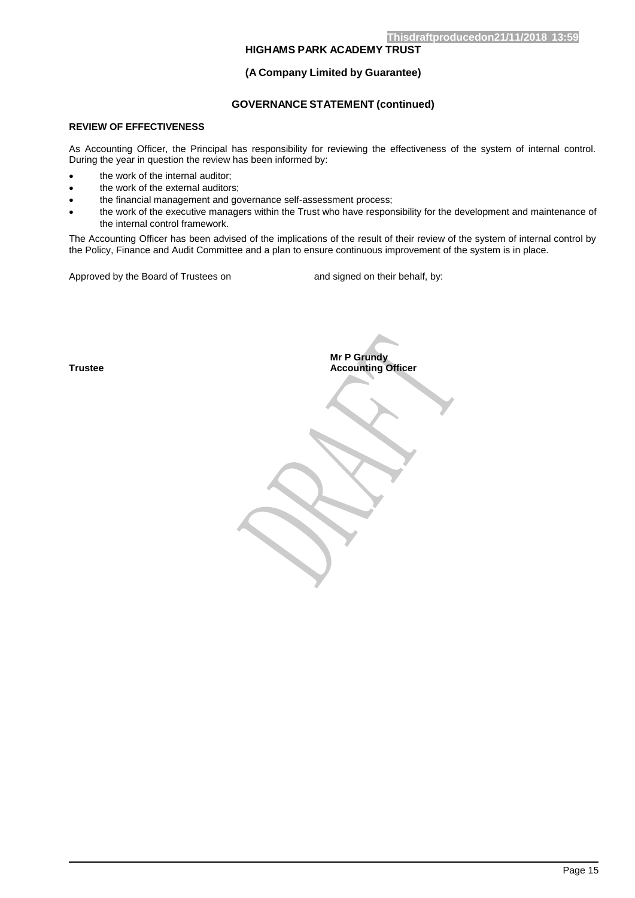## REVIEW OF EFFECTIVENESS

As Accounting Officer, the Principal has responsibility for reviewing the effectiveness of the system of internal control. During the year in question the review has been informed by:

- the work of the internal auditor;
- the work of the external auditors;
- the financial management and governance self-assessment process;
- the work of the executive managers within the Trust who have responsibility for the development and maintenance of the internal control framework.

The Accounting Officer has been advised of the implications of the result of their review of the system of internal control by the Policy, Finance and Audit Committee and a plan to ensure continuous improvement of the system is in place.

Approved by the Board of Trustees on and signed on their behalf, by:

**Trustee**

**Mr P Grundy**
**Accounting Officer**

DRAFT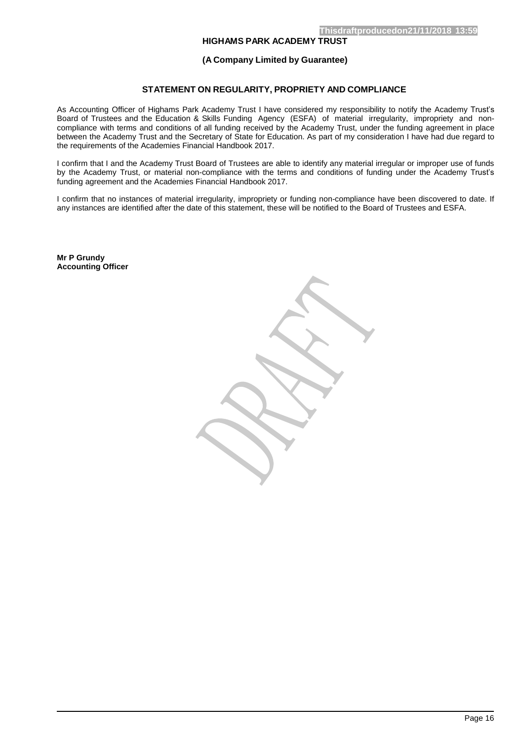# HIGHAMS PARK ACADEMY TRUST

### (A Company Limited by Guarantee)

## STATEMENT ON REGULARITY, PROPRIETY AND COMPLIANCE

As Accounting Officer of Highams Park Academy Trust I have considered my responsibility to notify the Academy Trust's Board of Trustees and the Education & Skills Funding Agency (ESFA) of material irregularity, impropriety and non-compliance with terms and conditions of all funding received by the Academy Trust, under the funding agreement in place between the Academy Trust and the Secretary of State for Education. As part of my consideration I have had due regard to the requirements of the Academies Financial Handbook 2017.

I confirm that I and the Academy Trust Board of Trustees are able to identify any material irregular or improper use of funds by the Academy Trust, or material non-compliance with the terms and conditions of funding under the Academy Trust's funding agreement and the Academies Financial Handbook 2017.

I confirm that no instances of material irregularity, impropriety or funding non-compliance have been discovered to date. If any instances are identified after the date of this statement, these will be notified to the Board of Trustees and ESFA.

**Mr P Grundy**
**Accounting Officer**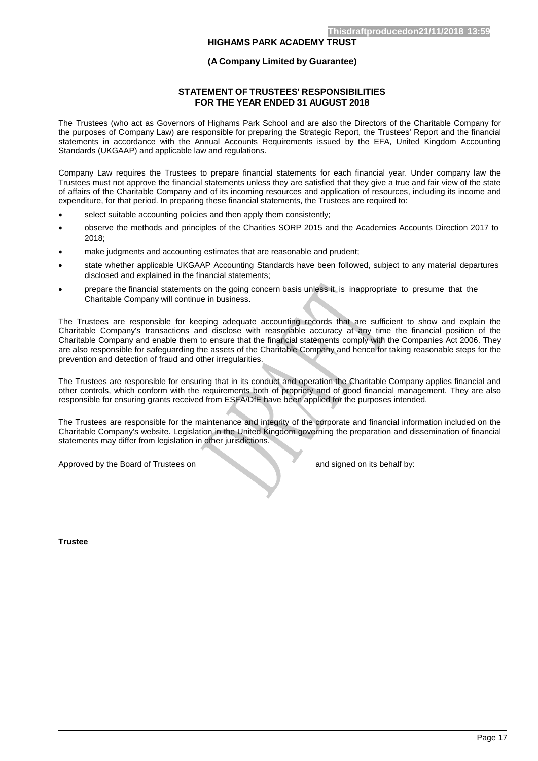**HIGHAMS PARK ACADEMY TRUST**

**(A Company Limited by Guarantee)**

## STATEMENT OF TRUSTEES' RESPONSIBILITIES FOR THE YEAR ENDED 31 AUGUST 2018

The Trustees (who act as Governors of Highams Park School and are also the Directors of the Charitable Company for the purposes of Company Law) are responsible for preparing the Strategic Report, the Trustees' Report and the financial statements in accordance with the Annual Accounts Requirements issued by the EFA, United Kingdom Accounting Standards (UKGAAP) and applicable law and regulations.

Company Law requires the Trustees to prepare financial statements for each financial year. Under company law the Trustees must not approve the financial statements unless they are satisfied that they give a true and fair view of the state of affairs of the Charitable Company and of its incoming resources and application of resources, including its income and expenditure, for that period. In preparing these financial statements, the Trustees are required to:

- select suitable accounting policies and then apply them consistently;
- observe the methods and principles of the Charities SORP 2015 and the Academies Accounts Direction 2017 to 2018;
- make judgments and accounting estimates that are reasonable and prudent;
- state whether applicable UKGAAP Accounting Standards have been followed, subject to any material departures disclosed and explained in the financial statements;
- prepare the financial statements on the going concern basis unless it is inappropriate to presume that the Charitable Company will continue in business.

The Trustees are responsible for keeping adequate accounting records that are sufficient to show and explain the Charitable Company's transactions and disclose with reasonable accuracy at any time the financial position of the Charitable Company and enable them to ensure that the financial statements comply with the Companies Act 2006. They are also responsible for safeguarding the assets of the Charitable Company and hence for taking reasonable steps for the prevention and detection of fraud and other irregularities.

The Trustees are responsible for ensuring that in its conduct and operation the Charitable Company applies financial and other controls, which conform with the requirements both of propriety and of good financial management. They are also responsible for ensuring grants received from ESFA/DfE have been applied for the purposes intended.

The Trustees are responsible for the maintenance and integrity of the corporate and financial information included on the Charitable Company's website. Legislation in the United Kingdom governing the preparation and dissemination of financial statements may differ from legislation in other jurisdictions.

Approved by the Board of Trustees on and signed on its behalf by:

**Trustee**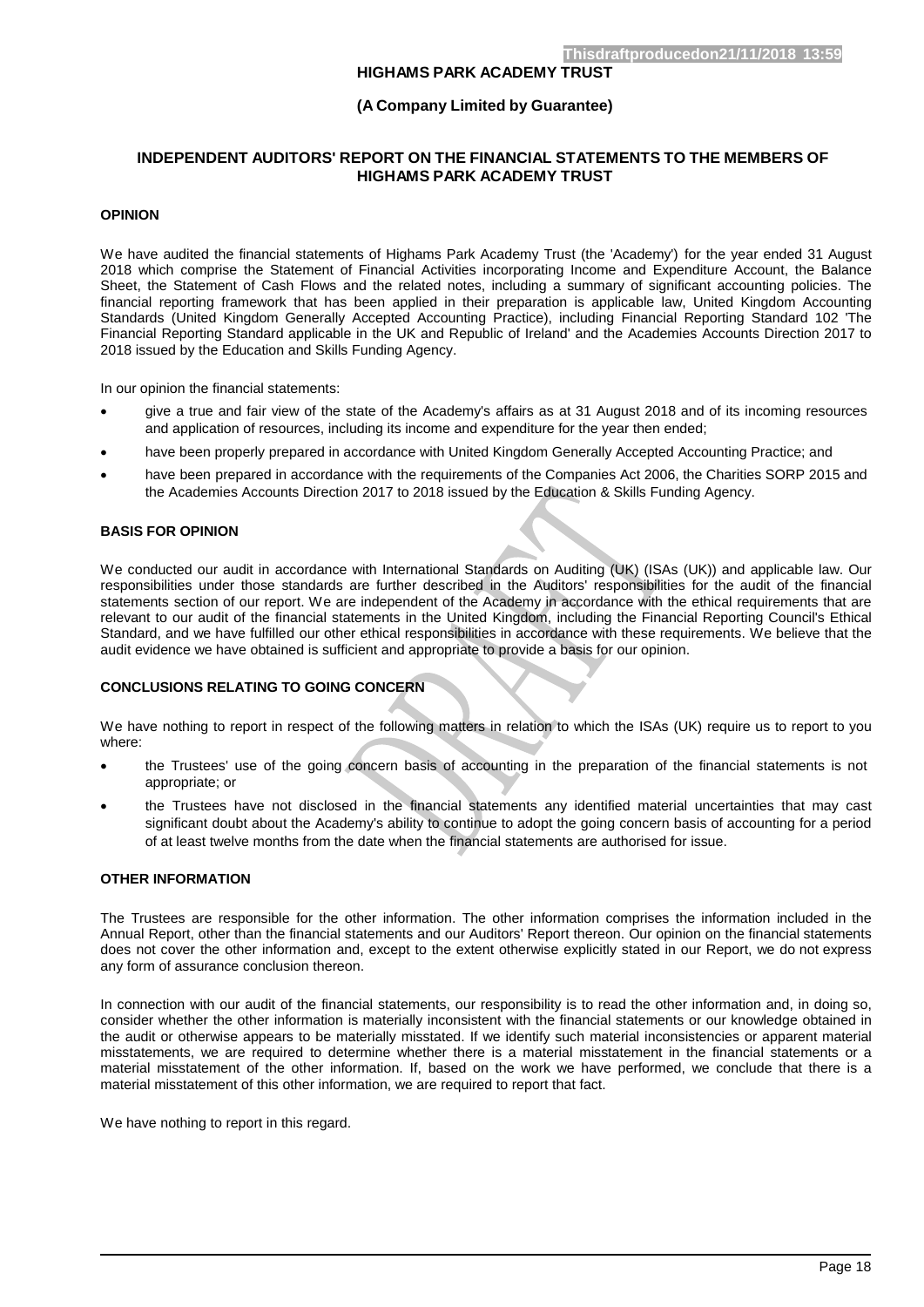# HIGHAMS PARK ACADEMY TRUST

## (A Company Limited by Guarantee)

## INDEPENDENT AUDITORS' REPORT ON THE FINANCIAL STATEMENTS TO THE MEMBERS OF HIGHAMS PARK ACADEMY TRUST

### OPINION

We have audited the financial statements of Highams Park Academy Trust (the 'Academy') for the year ended 31 August 2018 which comprise the Statement of Financial Activities incorporating Income and Expenditure Account, the Balance Sheet, the Statement of Cash Flows and the related notes, including a summary of significant accounting policies. The financial reporting framework that has been applied in their preparation is applicable law, United Kingdom Accounting Standards (United Kingdom Generally Accepted Accounting Practice), including Financial Reporting Standard 102 'The Financial Reporting Standard applicable in the UK and Republic of Ireland' and the Academies Accounts Direction 2017 to 2018 issued by the Education and Skills Funding Agency.

In our opinion the financial statements:

- give a true and fair view of the state of the Academy's affairs as at 31 August 2018 and of its incoming resources and application of resources, including its income and expenditure for the year then ended;
- have been properly prepared in accordance with United Kingdom Generally Accepted Accounting Practice; and
- have been prepared in accordance with the requirements of the Companies Act 2006, the Charities SORP 2015 and the Academies Accounts Direction 2017 to 2018 issued by the Education & Skills Funding Agency.

### BASIS FOR OPINION

We conducted our audit in accordance with International Standards on Auditing (UK) (ISAs (UK)) and applicable law. Our responsibilities under those standards are further described in the Auditors' responsibilities for the audit of the financial statements section of our report. We are independent of the Academy in accordance with the ethical requirements that are relevant to our audit of the financial statements in the United Kingdom, including the Financial Reporting Council's Ethical Standard, and we have fulfilled our other ethical responsibilities in accordance with these requirements. We believe that the audit evidence we have obtained is sufficient and appropriate to provide a basis for our opinion.

### CONCLUSIONS RELATING TO GOING CONCERN

We have nothing to report in respect of the following matters in relation to which the ISAs (UK) require us to report to you where:

- the Trustees' use of the going concern basis of accounting in the preparation of the financial statements is not appropriate; or
- the Trustees have not disclosed in the financial statements any identified material uncertainties that may cast significant doubt about the Academy's ability to continue to adopt the going concern basis of accounting for a period of at least twelve months from the date when the financial statements are authorised for issue.

### OTHER INFORMATION

The Trustees are responsible for the other information. The other information comprises the information included in the Annual Report, other than the financial statements and our Auditors' Report thereon. Our opinion on the financial statements does not cover the other information and, except to the extent otherwise explicitly stated in our Report, we do not express any form of assurance conclusion thereon.

In connection with our audit of the financial statements, our responsibility is to read the other information and, in doing so, consider whether the other information is materially inconsistent with the financial statements or our knowledge obtained in the audit or otherwise appears to be materially misstated. If we identify such material inconsistencies or apparent material misstatements, we are required to determine whether there is a material misstatement in the financial statements or a material misstatement of the other information. If, based on the work we have performed, we conclude that there is a material misstatement of this other information, we are required to report that fact.

We have nothing to report in this regard.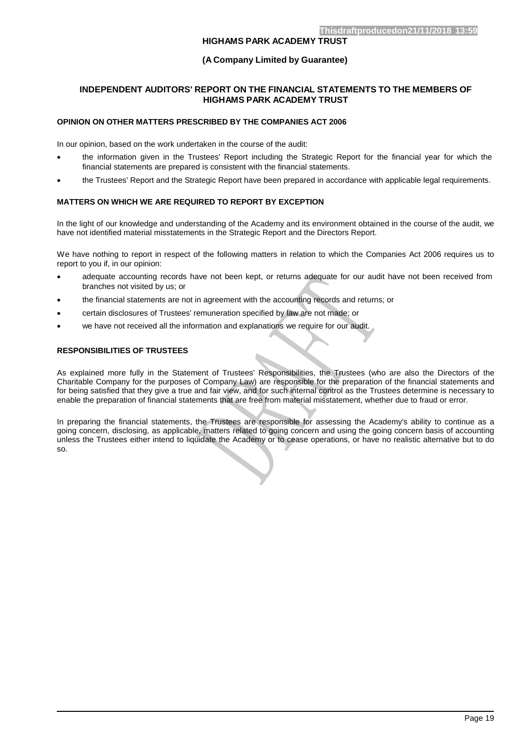# HIGHAMS PARK ACADEMY TRUST

**(A Company Limited by Guarantee)**

## INDEPENDENT AUDITORS' REPORT ON THE FINANCIAL STATEMENTS TO THE MEMBERS OF HIGHAMS PARK ACADEMY TRUST

### OPINION ON OTHER MATTERS PRESCRIBED BY THE COMPANIES ACT 2006

In our opinion, based on the work undertaken in the course of the audit:

- the information given in the Trustees' Report including the Strategic Report for the financial year for which the financial statements are prepared is consistent with the financial statements.
- the Trustees' Report and the Strategic Report have been prepared in accordance with applicable legal requirements.

### MATTERS ON WHICH WE ARE REQUIRED TO REPORT BY EXCEPTION

In the light of our knowledge and understanding of the Academy and its environment obtained in the course of the audit, we have not identified material misstatements in the Strategic Report and the Directors Report.

We have nothing to report in respect of the following matters in relation to which the Companies Act 2006 requires us to report to you if, in our opinion:

- adequate accounting records have not been kept, or returns adequate for our audit have not been received from branches not visited by us; or
- the financial statements are not in agreement with the accounting records and returns; or
- certain disclosures of Trustees' remuneration specified by law are not made; or
- we have not received all the information and explanations we require for our audit.

### RESPONSIBILITIES OF TRUSTEES

As explained more fully in the Statement of Trustees' Responsibilities, the Trustees (who are also the Directors of the Charitable Company for the purposes of Company Law) are responsible for the preparation of the financial statements and for being satisfied that they give a true and fair view, and for such internal control as the Trustees determine is necessary to enable the preparation of financial statements that are free from material misstatement, whether due to fraud or error.

In preparing the financial statements, the Trustees are responsible for assessing the Academy's ability to continue as a going concern, disclosing, as applicable, matters related to going concern and using the going concern basis of accounting unless the Trustees either intend to liquidate the Academy or to cease operations, or have no realistic alternative but to do so.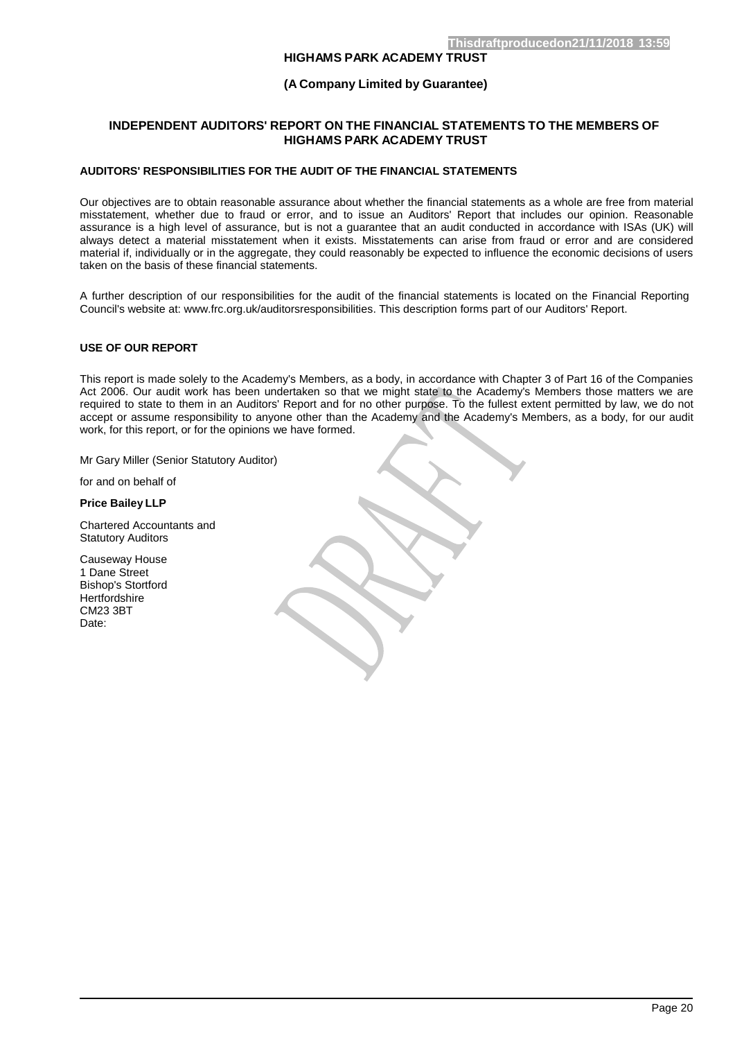# INDEPENDENT AUDITORS' REPORT ON THE FINANCIAL STATEMENTS TO THE MEMBERS OF HIGHAMS PARK ACADEMY TRUST

## AUDITORS' RESPONSIBILITIES FOR THE AUDIT OF THE FINANCIAL STATEMENTS

Our objectives are to obtain reasonable assurance about whether the financial statements as a whole are free from material misstatement, whether due to fraud or error, and to issue an Auditors' Report that includes our opinion. Reasonable assurance is a high level of assurance, but is not a guarantee that an audit conducted in accordance with ISAs (UK) will always detect a material misstatement when it exists. Misstatements can arise from fraud or error and are considered material if, individually or in the aggregate, they could reasonably be expected to influence the economic decisions of users taken on the basis of these financial statements.

A further description of our responsibilities for the audit of the financial statements is located on the Financial Reporting Council's website at: www.frc.org.uk/auditorsresponsibilities. This description forms part of our Auditors' Report.

## USE OF OUR REPORT

This report is made solely to the Academy's Members, as a body, in accordance with Chapter 3 of Part 16 of the Companies Act 2006. Our audit work has been undertaken so that we might state to the Academy's Members those matters we are required to state to them in an Auditors' Report and for no other purpose. To the fullest extent permitted by law, we do not accept or assume responsibility to anyone other than the Academy and the Academy's Members, as a body, for our audit work, for this report, or for the opinions we have formed.

Mr Gary Miller (Senior Statutory Auditor)

for and on behalf of

**Price Bailey LLP**

Chartered Accountants and
Statutory Auditors

Causeway House
1 Dane Street
Bishop's Stortford
Hertfordshire
CM23 3BT
Date: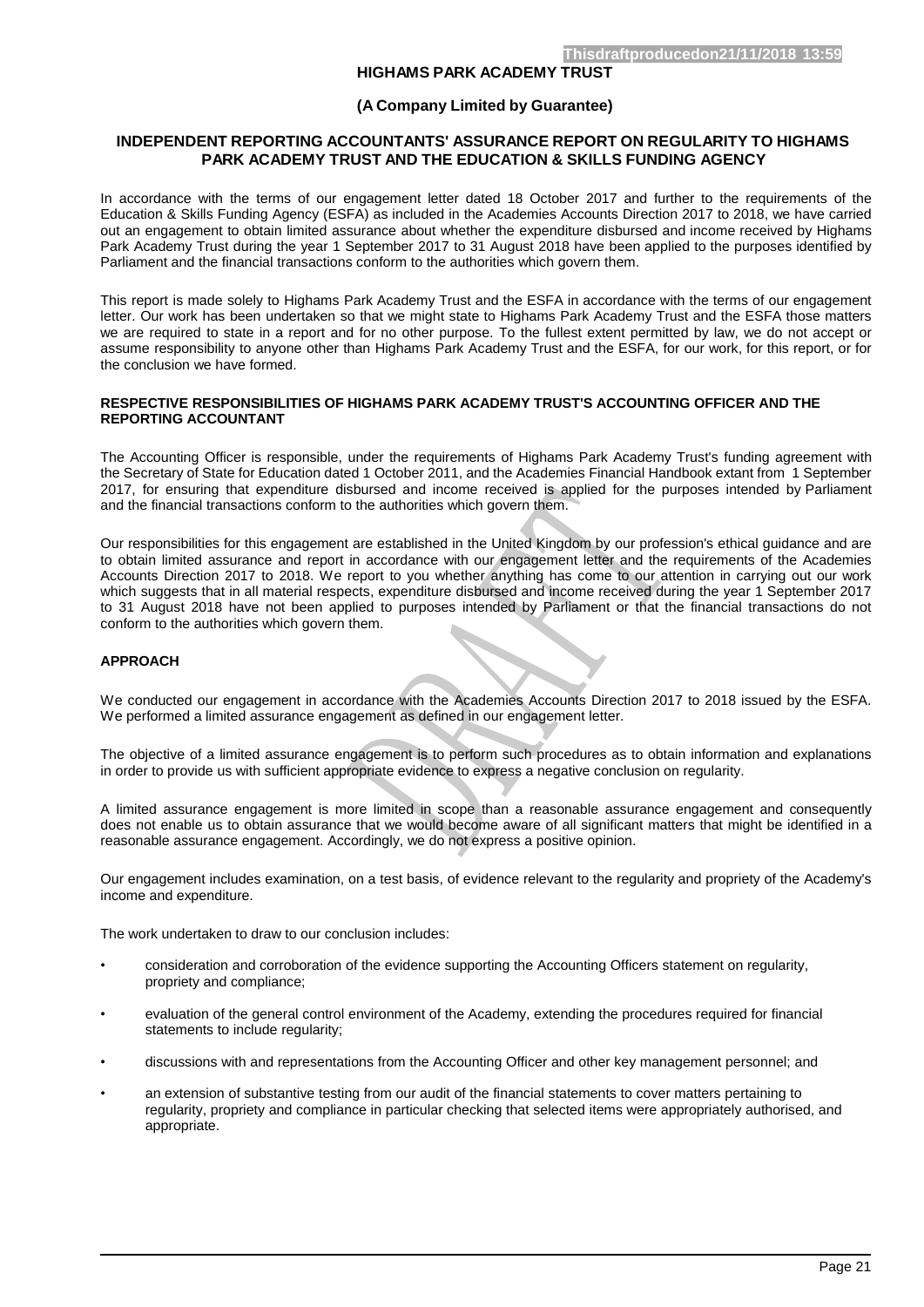# HIGHAMS PARK ACADEMY TRUST

## (A Company Limited by Guarantee)

## INDEPENDENT REPORTING ACCOUNTANTS' ASSURANCE REPORT ON REGULARITY TO HIGHAMS PARK ACADEMY TRUST AND THE EDUCATION & SKILLS FUNDING AGENCY

In accordance with the terms of our engagement letter dated 18 October 2017 and further to the requirements of the Education & Skills Funding Agency (ESFA) as included in the Academies Accounts Direction 2017 to 2018, we have carried out an engagement to obtain limited assurance about whether the expenditure disbursed and income received by Highams Park Academy Trust during the year 1 September 2017 to 31 August 2018 have been applied to the purposes identified by Parliament and the financial transactions conform to the authorities which govern them.

This report is made solely to Highams Park Academy Trust and the ESFA in accordance with the terms of our engagement letter. Our work has been undertaken so that we might state to Highams Park Academy Trust and the ESFA those matters we are required to state in a report and for no other purpose. To the fullest extent permitted by law, we do not accept or assume responsibility to anyone other than Highams Park Academy Trust and the ESFA, for our work, for this report, or for the conclusion we have formed.

### RESPECTIVE RESPONSIBILITIES OF HIGHAMS PARK ACADEMY TRUST'S ACCOUNTING OFFICER AND THE REPORTING ACCOUNTANT

The Accounting Officer is responsible, under the requirements of Highams Park Academy Trust's funding agreement with the Secretary of State for Education dated 1 October 2011, and the Academies Financial Handbook extant from 1 September 2017, for ensuring that expenditure disbursed and income received is applied for the purposes intended by Parliament and the financial transactions conform to the authorities which govern them.

Our responsibilities for this engagement are established in the United Kingdom by our profession's ethical guidance and are to obtain limited assurance and report in accordance with our engagement letter and the requirements of the Academies Accounts Direction 2017 to 2018. We report to you whether anything has come to our attention in carrying out our work which suggests that in all material respects, expenditure disbursed and income received during the year 1 September 2017 to 31 August 2018 have not been applied to purposes intended by Parliament or that the financial transactions do not conform to the authorities which govern them.

### APPROACH

We conducted our engagement in accordance with the Academies Accounts Direction 2017 to 2018 issued by the ESFA. We performed a limited assurance engagement as defined in our engagement letter.

The objective of a limited assurance engagement is to perform such procedures as to obtain information and explanations in order to provide us with sufficient appropriate evidence to express a negative conclusion on regularity.

A limited assurance engagement is more limited in scope than a reasonable assurance engagement and consequently does not enable us to obtain assurance that we would become aware of all significant matters that might be identified in a reasonable assurance engagement. Accordingly, we do not express a positive opinion.

Our engagement includes examination, on a test basis, of evidence relevant to the regularity and propriety of the Academy's income and expenditure.

The work undertaken to draw to our conclusion includes:

- consideration and corroboration of the evidence supporting the Accounting Officers statement on regularity, propriety and compliance;
- evaluation of the general control environment of the Academy, extending the procedures required for financial statements to include regularity;
- discussions with and representations from the Accounting Officer and other key management personnel; and
- an extension of substantive testing from our audit of the financial statements to cover matters pertaining to regularity, propriety and compliance in particular checking that selected items were appropriately authorised, and appropriate.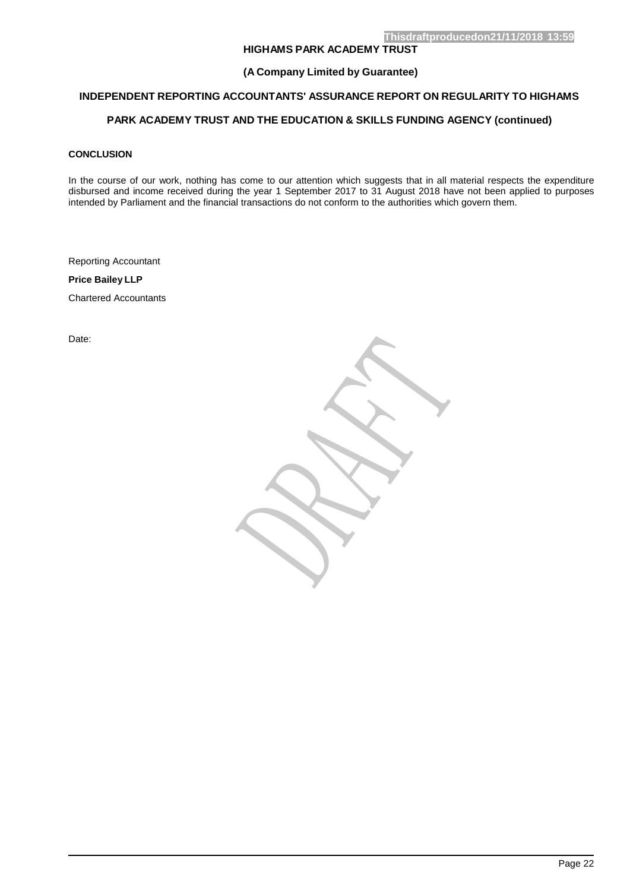**CONCLUSION**

In the course of our work, nothing has come to our attention which suggests that in all material respects the expenditure disbursed and income received during the year 1 September 2017 to 31 August 2018 have not been applied to purposes intended by Parliament and the financial transactions do not conform to the authorities which govern them.

Reporting Accountant

**Price Bailey LLP**

Chartered Accountants

Date: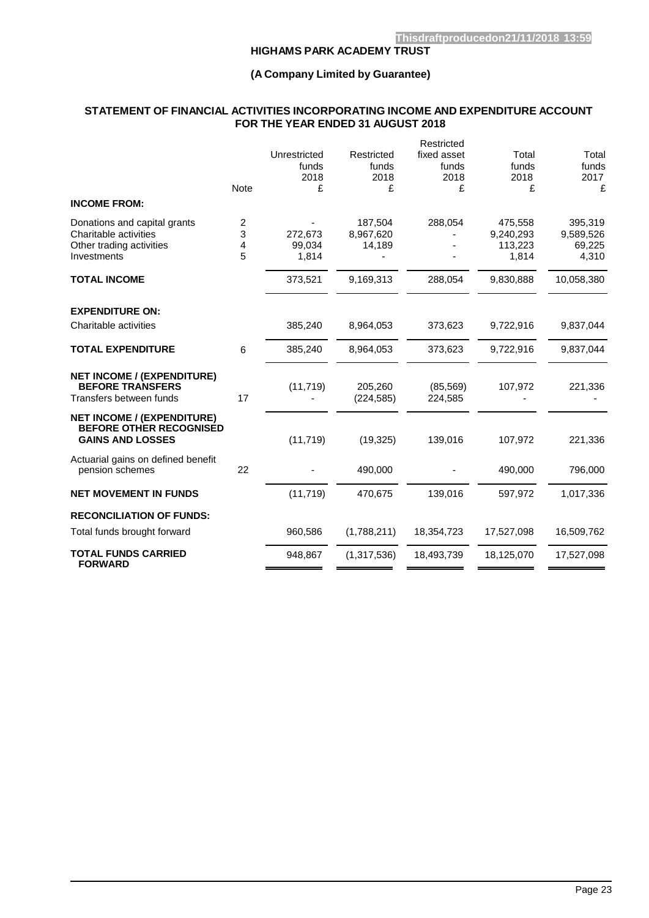# HIGHAMS PARK ACADEMY TRUST

## (A Company Limited by Guarantee)

### STATEMENT OF FINANCIAL ACTIVITIES INCORPORATING INCOME AND EXPENDITURE ACCOUNT FOR THE YEAR ENDED 31 AUGUST 2018

| | Note | Unrestricted funds 2018 £ | Restricted funds 2018 £ | Restricted fixed asset funds 2018 £ | Total funds 2018 £ | Total funds 2017 £ |
|---|---|---|---|---|---|---|
| **INCOME FROM:** | | | | | | |
| Donations and capital grants | 2 | - | 187,504 | 288,054 | 475,558 | 395,319 |
| Charitable activities | 3 | 272,673 | 8,967,620 | - | 9,240,293 | 9,589,526 |
| Other trading activities | 4 | 99,034 | 14,189 | - | 113,223 | 69,225 |
| Investments | 5 | 1,814 | - | - | 1,814 | 4,310 |
| **TOTAL INCOME** | | 373,521 | 9,169,313 | 288,054 | 9,830,888 | 10,058,380 |
| **EXPENDITURE ON:** | | | | | | |
| Charitable activities | | 385,240 | 8,964,053 | 373,623 | 9,722,916 | 9,837,044 |
| **TOTAL EXPENDITURE** | 6 | 385,240 | 8,964,053 | 373,623 | 9,722,916 | 9,837,044 |
| **NET INCOME / (EXPENDITURE) BEFORE TRANSFERS** | | (11,719) | 205,260 | (85,569) | 107,972 | 221,336 |
| Transfers between funds | 17 | - | (224,585) | 224,585 | - | - |
| **NET INCOME / (EXPENDITURE) BEFORE OTHER RECOGNISED GAINS AND LOSSES** | | (11,719) | (19,325) | 139,016 | 107,972 | 221,336 |
| Actuarial gains on defined benefit pension schemes | 22 | - | 490,000 | - | 490,000 | 796,000 |
| **NET MOVEMENT IN FUNDS** | | (11,719) | 470,675 | 139,016 | 597,972 | 1,017,336 |
| **RECONCILIATION OF FUNDS:** | | | | | | |
| Total funds brought forward | | 960,586 | (1,788,211) | 18,354,723 | 17,527,098 | 16,509,762 |
| **TOTAL FUNDS CARRIED FORWARD** | | 948,867 | (1,317,536) | 18,493,739 | 18,125,070 | 17,527,098 |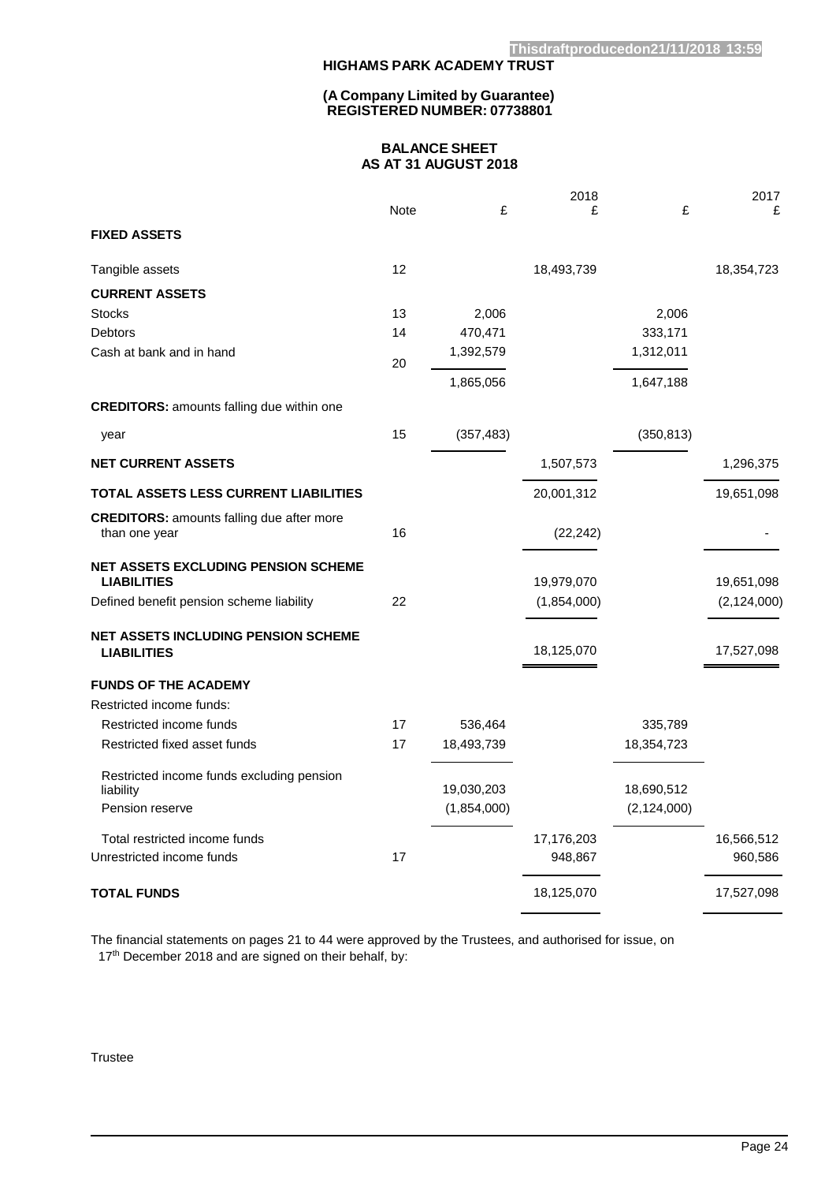# HIGHAMS PARK ACADEMY TRUST

**(A Company Limited by Guarantee)**
**REGISTERED NUMBER: 07738801**

## BALANCE SHEET
## AS AT 31 AUGUST 2018

| | Note | £ | 2018 £ | £ | 2017 £ |
|---|---|---|---|---|---|
| **FIXED ASSETS** | | | | | |
| Tangible assets | 12 | | 18,493,739 | | 18,354,723 |
| **CURRENT ASSETS** | | | | | |
| Stocks | 13 | 2,006 | | 2,006 | |
| Debtors | 14 | 470,471 | | 333,171 | |
| Cash at bank and in hand | 20 | 1,392,579 | | 1,312,011 | |
| | | 1,865,056 | | 1,647,188 | |
| **CREDITORS:** amounts falling due within one year | 15 | (357,483) | | (350,813) | |
| **NET CURRENT ASSETS** | | | 1,507,573 | | 1,296,375 |
| **TOTAL ASSETS LESS CURRENT LIABILITIES** | | | 20,001,312 | | 19,651,098 |
| **CREDITORS:** amounts falling due after more than one year | 16 | | (22,242) | | - |
| **NET ASSETS EXCLUDING PENSION SCHEME LIABILITIES** | | | 19,979,070 | | 19,651,098 |
| Defined benefit pension scheme liability | 22 | | (1,854,000) | | (2,124,000) |
| **NET ASSETS INCLUDING PENSION SCHEME LIABILITIES** | | | 18,125,070 | | 17,527,098 |
| **FUNDS OF THE ACADEMY** | | | | | |
| Restricted income funds: | | | | | |
| Restricted income funds | 17 | 536,464 | | 335,789 | |
| Restricted fixed asset funds | 17 | 18,493,739 | | 18,354,723 | |
| Restricted income funds excluding pension liability | | 19,030,203 | | 18,690,512 | |
| Pension reserve | | (1,854,000) | | (2,124,000) | |
| Total restricted income funds | | | 17,176,203 | | 16,566,512 |
| Unrestricted income funds | 17 | | 948,867 | | 960,586 |
| **TOTAL FUNDS** | | | 18,125,070 | | 17,527,098 |

The financial statements on pages 21 to 44 were approved by the Trustees, and authorised for issue, on 17th December 2018 and are signed on their behalf, by:

Trustee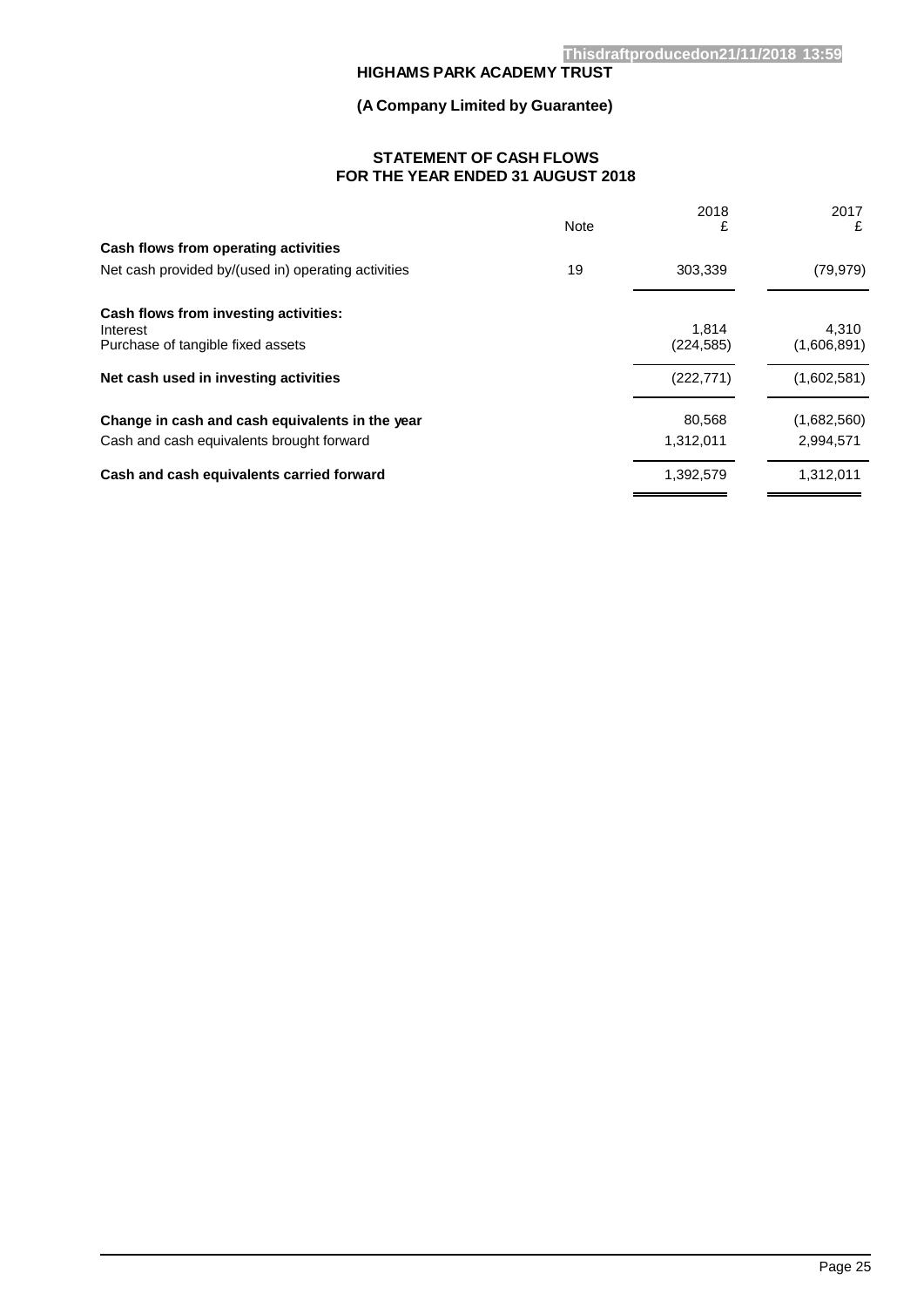# HIGHAMS PARK ACADEMY TRUST

## (A Company Limited by Guarantee)

### STATEMENT OF CASH FLOWS
### FOR THE YEAR ENDED 31 AUGUST 2018

| | Note | 2018 £ | 2017 £ |
|---|---|---|---|
| **Cash flows from operating activities** | | | |
| Net cash provided by/(used in) operating activities | 19 | 303,339 | (79,979) |
| **Cash flows from investing activities:** | | | |
| Interest | | 1,814 | 4,310 |
| Purchase of tangible fixed assets | | (224,585) | (1,606,891) |
| **Net cash used in investing activities** | | (222,771) | (1,602,581) |
| **Change in cash and cash equivalents in the year** | | 80,568 | (1,682,560) |
| Cash and cash equivalents brought forward | | 1,312,011 | 2,994,571 |
| **Cash and cash equivalents carried forward** | | 1,392,579 | 1,312,011 |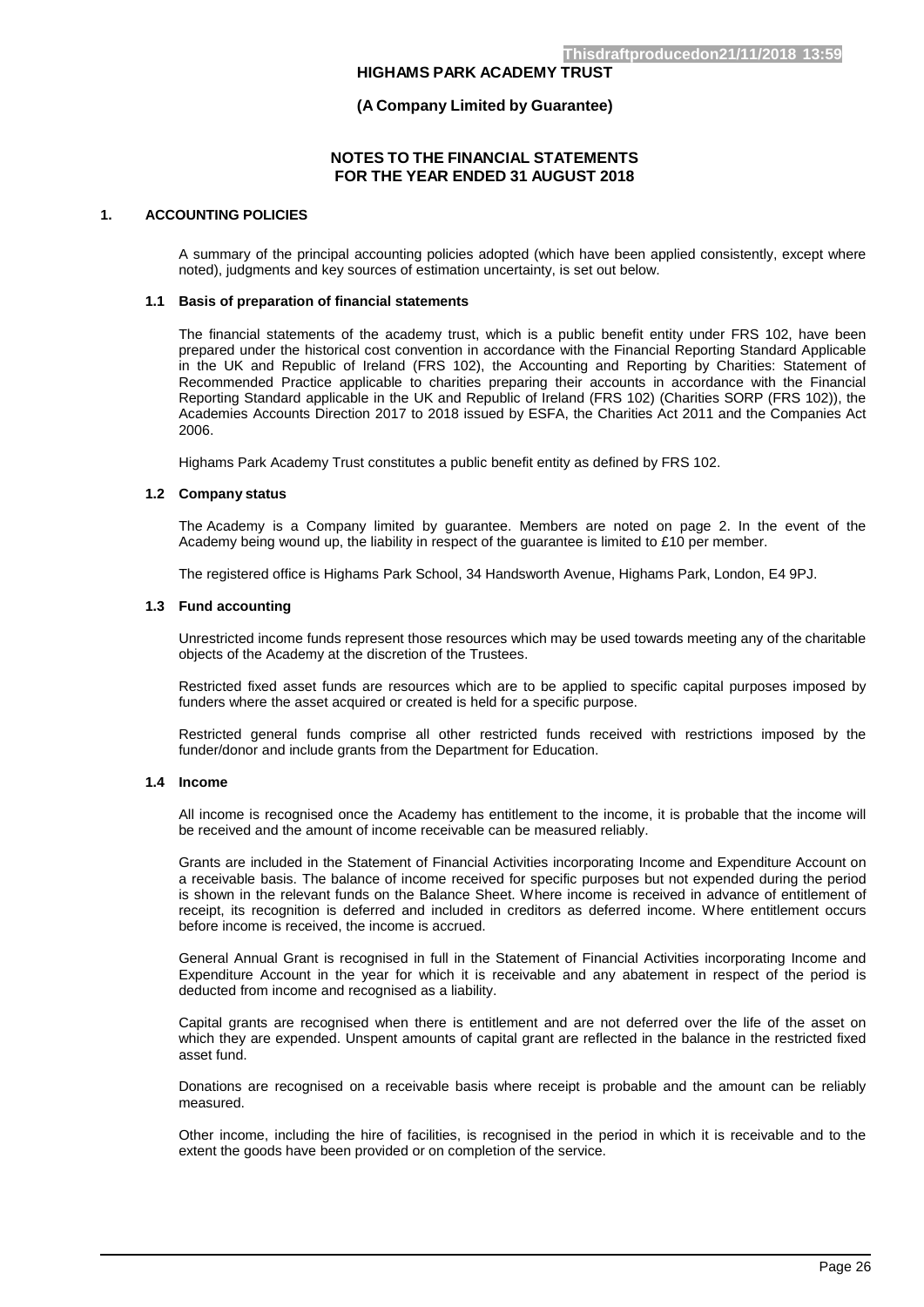# HIGHAMS PARK ACADEMY TRUST

**(A Company Limited by Guarantee)**

## NOTES TO THE FINANCIAL STATEMENTS FOR THE YEAR ENDED 31 AUGUST 2018

### 1. ACCOUNTING POLICIES

A summary of the principal accounting policies adopted (which have been applied consistently, except where noted), judgments and key sources of estimation uncertainty, is set out below.

#### 1.1 Basis of preparation of financial statements

The financial statements of the academy trust, which is a public benefit entity under FRS 102, have been prepared under the historical cost convention in accordance with the Financial Reporting Standard Applicable in the UK and Republic of Ireland (FRS 102), the Accounting and Reporting by Charities: Statement of Recommended Practice applicable to charities preparing their accounts in accordance with the Financial Reporting Standard applicable in the UK and Republic of Ireland (FRS 102) (Charities SORP (FRS 102)), the Academies Accounts Direction 2017 to 2018 issued by ESFA, the Charities Act 2011 and the Companies Act 2006.

Highams Park Academy Trust constitutes a public benefit entity as defined by FRS 102.

#### 1.2 Company status

The Academy is a Company limited by guarantee. Members are noted on page 2. In the event of the Academy being wound up, the liability in respect of the guarantee is limited to £10 per member.

The registered office is Highams Park School, 34 Handsworth Avenue, Highams Park, London, E4 9PJ.

#### 1.3 Fund accounting

Unrestricted income funds represent those resources which may be used towards meeting any of the charitable objects of the Academy at the discretion of the Trustees.

Restricted fixed asset funds are resources which are to be applied to specific capital purposes imposed by funders where the asset acquired or created is held for a specific purpose.

Restricted general funds comprise all other restricted funds received with restrictions imposed by the funder/donor and include grants from the Department for Education.

#### 1.4 Income

All income is recognised once the Academy has entitlement to the income, it is probable that the income will be received and the amount of income receivable can be measured reliably.

Grants are included in the Statement of Financial Activities incorporating Income and Expenditure Account on a receivable basis. The balance of income received for specific purposes but not expended during the period is shown in the relevant funds on the Balance Sheet. Where income is received in advance of entitlement of receipt, its recognition is deferred and included in creditors as deferred income. Where entitlement occurs before income is received, the income is accrued.

General Annual Grant is recognised in full in the Statement of Financial Activities incorporating Income and Expenditure Account in the year for which it is receivable and any abatement in respect of the period is deducted from income and recognised as a liability.

Capital grants are recognised when there is entitlement and are not deferred over the life of the asset on which they are expended. Unspent amounts of capital grant are reflected in the balance in the restricted fixed asset fund.

Donations are recognised on a receivable basis where receipt is probable and the amount can be reliably measured.

Other income, including the hire of facilities, is recognised in the period in which it is receivable and to the extent the goods have been provided or on completion of the service.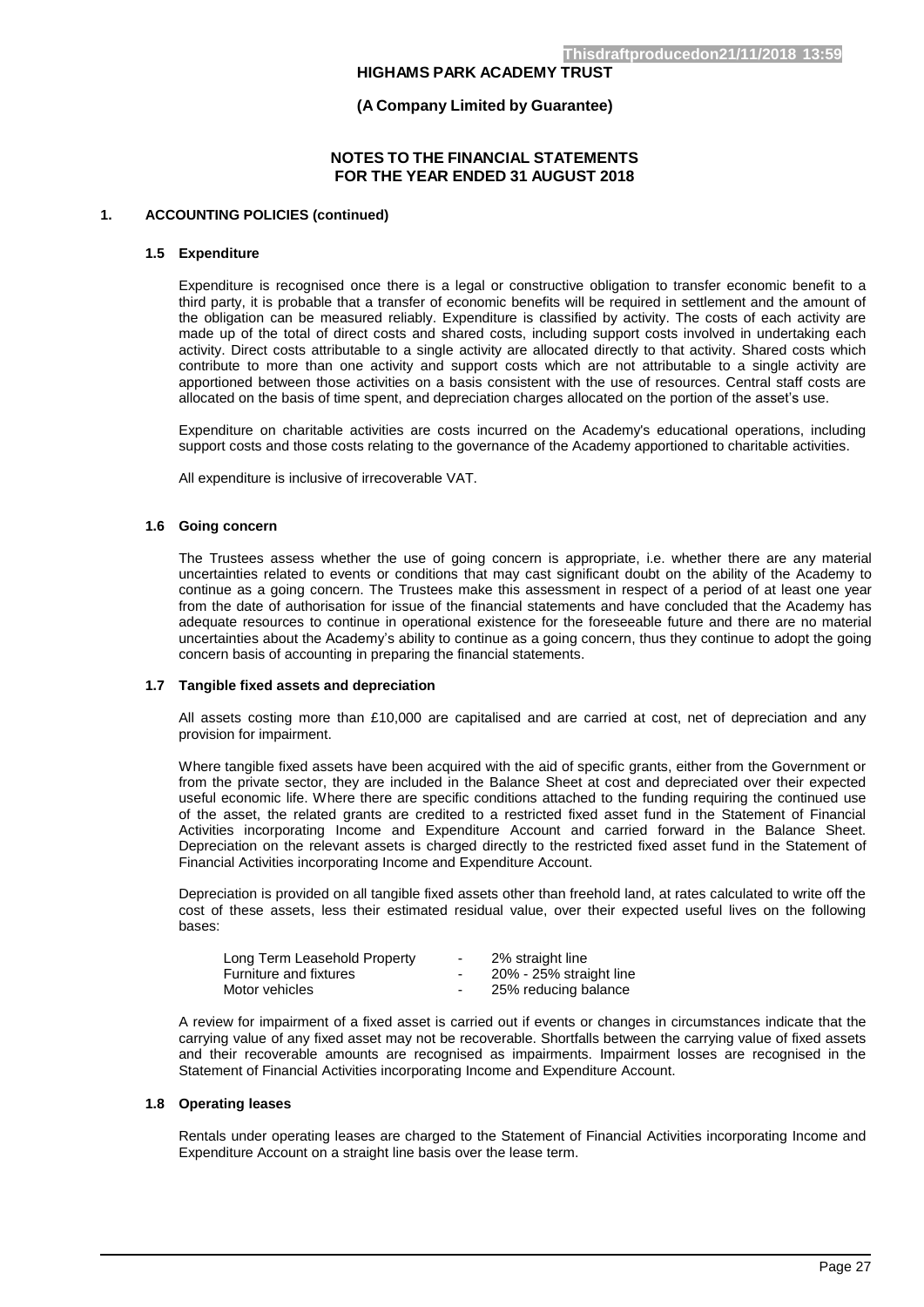## 1. ACCOUNTING POLICIES (continued)

### 1.5 Expenditure

Expenditure is recognised once there is a legal or constructive obligation to transfer economic benefit to a third party, it is probable that a transfer of economic benefits will be required in settlement and the amount of the obligation can be measured reliably. Expenditure is classified by activity. The costs of each activity are made up of the total of direct costs and shared costs, including support costs involved in undertaking each activity. Direct costs attributable to a single activity are allocated directly to that activity. Shared costs which contribute to more than one activity and support costs which are not attributable to a single activity are apportioned between those activities on a basis consistent with the use of resources. Central staff costs are allocated on the basis of time spent, and depreciation charges allocated on the portion of the asset's use.

Expenditure on charitable activities are costs incurred on the Academy's educational operations, including support costs and those costs relating to the governance of the Academy apportioned to charitable activities.

All expenditure is inclusive of irrecoverable VAT.

### 1.6 Going concern

The Trustees assess whether the use of going concern is appropriate, i.e. whether there are any material uncertainties related to events or conditions that may cast significant doubt on the ability of the Academy to continue as a going concern. The Trustees make this assessment in respect of a period of at least one year from the date of authorisation for issue of the financial statements and have concluded that the Academy has adequate resources to continue in operational existence for the foreseeable future and there are no material uncertainties about the Academy's ability to continue as a going concern, thus they continue to adopt the going concern basis of accounting in preparing the financial statements.

### 1.7 Tangible fixed assets and depreciation

All assets costing more than £10,000 are capitalised and are carried at cost, net of depreciation and any provision for impairment.

Where tangible fixed assets have been acquired with the aid of specific grants, either from the Government or from the private sector, they are included in the Balance Sheet at cost and depreciated over their expected useful economic life. Where there are specific conditions attached to the funding requiring the continued use of the asset, the related grants are credited to a restricted fixed asset fund in the Statement of Financial Activities incorporating Income and Expenditure Account and carried forward in the Balance Sheet. Depreciation on the relevant assets is charged directly to the restricted fixed asset fund in the Statement of Financial Activities incorporating Income and Expenditure Account.

Depreciation is provided on all tangible fixed assets other than freehold land, at rates calculated to write off the cost of these assets, less their estimated residual value, over their expected useful lives on the following bases:

| | | |
|---|---|---|
| Long Term Leasehold Property | - | 2% straight line |
| Furniture and fixtures | - | 20% - 25% straight line |
| Motor vehicles | - | 25% reducing balance |

A review for impairment of a fixed asset is carried out if events or changes in circumstances indicate that the carrying value of any fixed asset may not be recoverable. Shortfalls between the carrying value of fixed assets and their recoverable amounts are recognised as impairments. Impairment losses are recognised in the Statement of Financial Activities incorporating Income and Expenditure Account.

### 1.8 Operating leases

Rentals under operating leases are charged to the Statement of Financial Activities incorporating Income and Expenditure Account on a straight line basis over the lease term.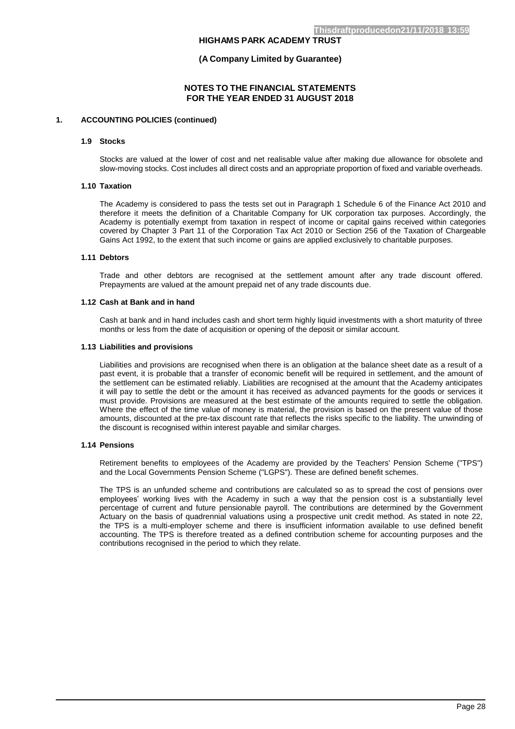## 1. ACCOUNTING POLICIES (continued)

### 1.9 Stocks

Stocks are valued at the lower of cost and net realisable value after making due allowance for obsolete and slow-moving stocks. Cost includes all direct costs and an appropriate proportion of fixed and variable overheads.

### 1.10 Taxation

The Academy is considered to pass the tests set out in Paragraph 1 Schedule 6 of the Finance Act 2010 and therefore it meets the definition of a Charitable Company for UK corporation tax purposes. Accordingly, the Academy is potentially exempt from taxation in respect of income or capital gains received within categories covered by Chapter 3 Part 11 of the Corporation Tax Act 2010 or Section 256 of the Taxation of Chargeable Gains Act 1992, to the extent that such income or gains are applied exclusively to charitable purposes.

### 1.11 Debtors

Trade and other debtors are recognised at the settlement amount after any trade discount offered. Prepayments are valued at the amount prepaid net of any trade discounts due.

### 1.12 Cash at Bank and in hand

Cash at bank and in hand includes cash and short term highly liquid investments with a short maturity of three months or less from the date of acquisition or opening of the deposit or similar account.

### 1.13 Liabilities and provisions

Liabilities and provisions are recognised when there is an obligation at the balance sheet date as a result of a past event, it is probable that a transfer of economic benefit will be required in settlement, and the amount of the settlement can be estimated reliably. Liabilities are recognised at the amount that the Academy anticipates it will pay to settle the debt or the amount it has received as advanced payments for the goods or services it must provide. Provisions are measured at the best estimate of the amounts required to settle the obligation. Where the effect of the time value of money is material, the provision is based on the present value of those amounts, discounted at the pre-tax discount rate that reflects the risks specific to the liability. The unwinding of the discount is recognised within interest payable and similar charges.

### 1.14 Pensions

Retirement benefits to employees of the Academy are provided by the Teachers' Pension Scheme ("TPS") and the Local Governments Pension Scheme ("LGPS"). These are defined benefit schemes.

The TPS is an unfunded scheme and contributions are calculated so as to spread the cost of pensions over employees' working lives with the Academy in such a way that the pension cost is a substantially level percentage of current and future pensionable payroll. The contributions are determined by the Government Actuary on the basis of quadrennial valuations using a prospective unit credit method. As stated in note 22, the TPS is a multi-employer scheme and there is insufficient information available to use defined benefit accounting. The TPS is therefore treated as a defined contribution scheme for accounting purposes and the contributions recognised in the period to which they relate.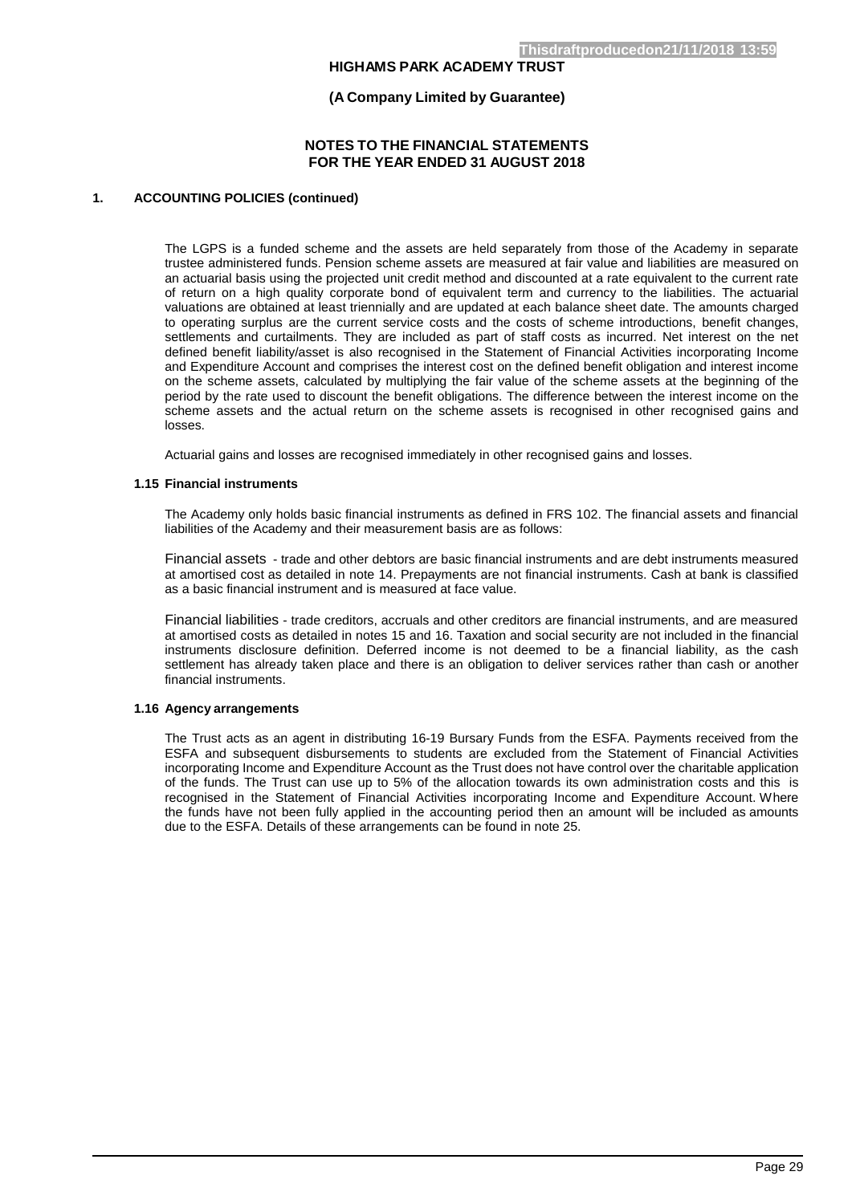### 1. ACCOUNTING POLICIES (continued)

The LGPS is a funded scheme and the assets are held separately from those of the Academy in separate trustee administered funds. Pension scheme assets are measured at fair value and liabilities are measured on an actuarial basis using the projected unit credit method and discounted at a rate equivalent to the current rate of return on a high quality corporate bond of equivalent term and currency to the liabilities. The actuarial valuations are obtained at least triennially and are updated at each balance sheet date. The amounts charged to operating surplus are the current service costs and the costs of scheme introductions, benefit changes, settlements and curtailments. They are included as part of staff costs as incurred. Net interest on the net defined benefit liability/asset is also recognised in the Statement of Financial Activities incorporating Income and Expenditure Account and comprises the interest cost on the defined benefit obligation and interest income on the scheme assets, calculated by multiplying the fair value of the scheme assets at the beginning of the period by the rate used to discount the benefit obligations. The difference between the interest income on the scheme assets and the actual return on the scheme assets is recognised in other recognised gains and losses.

Actuarial gains and losses are recognised immediately in other recognised gains and losses.

#### 1.15 Financial instruments

The Academy only holds basic financial instruments as defined in FRS 102. The financial assets and financial liabilities of the Academy and their measurement basis are as follows:

Financial assets - trade and other debtors are basic financial instruments and are debt instruments measured at amortised cost as detailed in note 14. Prepayments are not financial instruments. Cash at bank is classified as a basic financial instrument and is measured at face value.

Financial liabilities - trade creditors, accruals and other creditors are financial instruments, and are measured at amortised costs as detailed in notes 15 and 16. Taxation and social security are not included in the financial instruments disclosure definition. Deferred income is not deemed to be a financial liability, as the cash settlement has already taken place and there is an obligation to deliver services rather than cash or another financial instruments.

#### 1.16 Agency arrangements

The Trust acts as an agent in distributing 16-19 Bursary Funds from the ESFA. Payments received from the ESFA and subsequent disbursements to students are excluded from the Statement of Financial Activities incorporating Income and Expenditure Account as the Trust does not have control over the charitable application of the funds. The Trust can use up to 5% of the allocation towards its own administration costs and this is recognised in the Statement of Financial Activities incorporating Income and Expenditure Account. Where the funds have not been fully applied in the accounting period then an amount will be included as amounts due to the ESFA. Details of these arrangements can be found in note 25.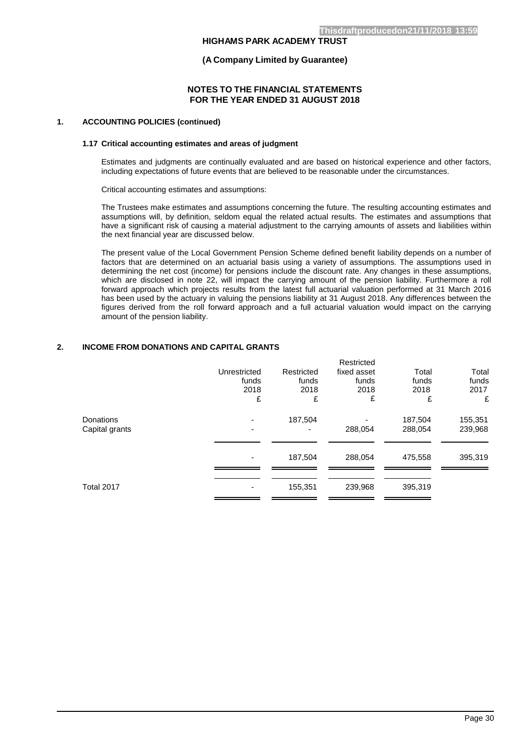## 1. ACCOUNTING POLICIES (continued)

### 1.17 Critical accounting estimates and areas of judgment

Estimates and judgments are continually evaluated and are based on historical experience and other factors, including expectations of future events that are believed to be reasonable under the circumstances.

Critical accounting estimates and assumptions:

The Trustees make estimates and assumptions concerning the future. The resulting accounting estimates and assumptions will, by definition, seldom equal the related actual results. The estimates and assumptions that have a significant risk of causing a material adjustment to the carrying amounts of assets and liabilities within the next financial year are discussed below.

The present value of the Local Government Pension Scheme defined benefit liability depends on a number of factors that are determined on an actuarial basis using a variety of assumptions. The assumptions used in determining the net cost (income) for pensions include the discount rate. Any changes in these assumptions, which are disclosed in note 22, will impact the carrying amount of the pension liability. Furthermore a roll forward approach which projects results from the latest full actuarial valuation performed at 31 March 2016 has been used by the actuary in valuing the pensions liability at 31 August 2018. Any differences between the figures derived from the roll forward approach and a full actuarial valuation would impact on the carrying amount of the pension liability.

## 2. INCOME FROM DONATIONS AND CAPITAL GRANTS

| | Unrestricted funds 2018 £ | Restricted funds 2018 £ | Restricted fixed asset funds 2018 £ | Total funds 2018 £ | Total funds 2017 £ |
|---|---|---|---|---|---|
| Donations | - | 187,504 | - | 187,504 | 155,351 |
| Capital grants | - | - | 288,054 | 288,054 | 239,968 |
| | - | 187,504 | 288,054 | 475,558 | 395,319 |
| Total 2017 | - | 155,351 | 239,968 | 395,319 | |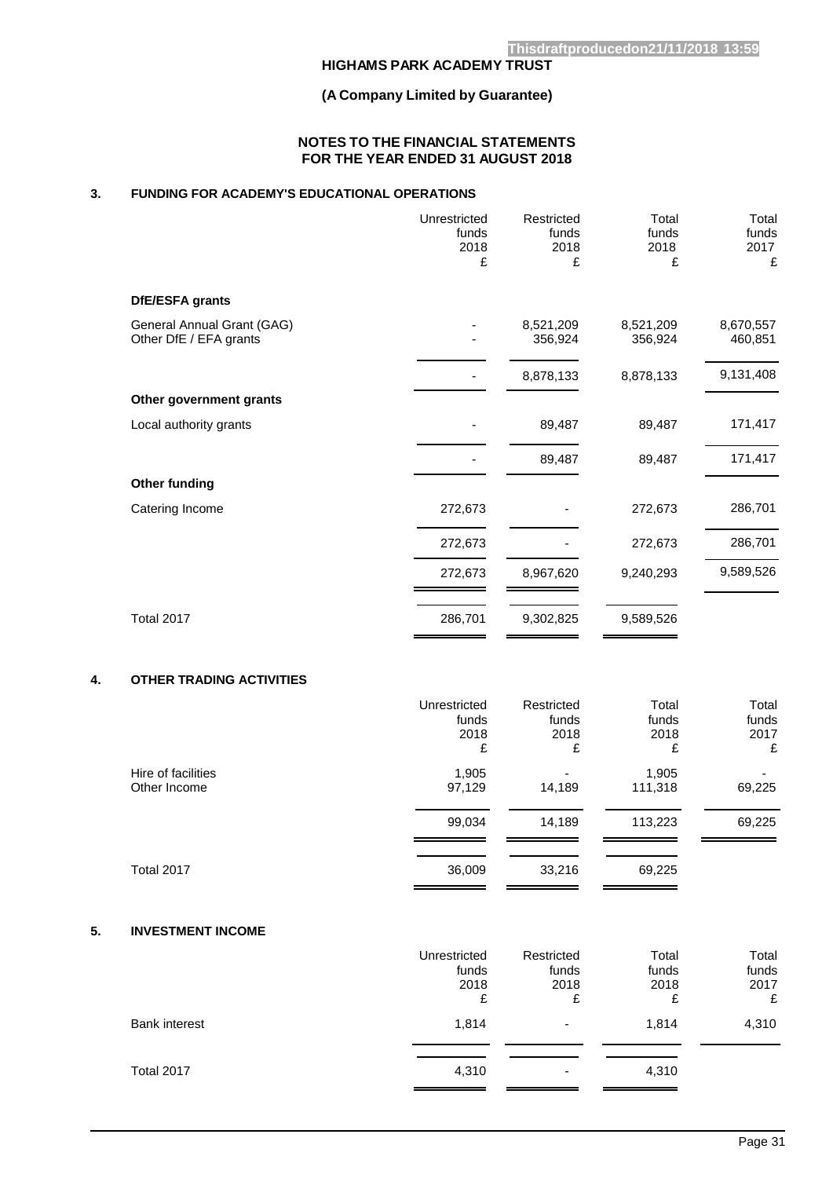# HIGHAMS PARK ACADEMY TRUST

## (A Company Limited by Guarantee)

## NOTES TO THE FINANCIAL STATEMENTS FOR THE YEAR ENDED 31 AUGUST 2018

### 3. FUNDING FOR ACADEMY'S EDUCATIONAL OPERATIONS

| | Unrestricted funds 2018 £ | Restricted funds 2018 £ | Total funds 2018 £ | Total funds 2017 £ |
|---|---|---|---|---|
| **DfE/ESFA grants** | | | | |
| General Annual Grant (GAG) | - | 8,521,209 | 8,521,209 | 8,670,557 |
| Other DfE / EFA grants | - | 356,924 | 356,924 | 460,851 |
| | - | 8,878,133 | 8,878,133 | 9,131,408 |
| **Other government grants** | | | | |
| Local authority grants | - | 89,487 | 89,487 | 171,417 |
| | - | 89,487 | 89,487 | 171,417 |
| **Other funding** | | | | |
| Catering Income | 272,673 | - | 272,673 | 286,701 |
| | 272,673 | - | 272,673 | 286,701 |
| | 272,673 | 8,967,620 | 9,240,293 | 9,589,526 |
| Total 2017 | 286,701 | 9,302,825 | 9,589,526 | |

### 4. OTHER TRADING ACTIVITIES

| | Unrestricted funds 2018 £ | Restricted funds 2018 £ | Total funds 2018 £ | Total funds 2017 £ |
|---|---|---|---|---|
| Hire of facilities | 1,905 | - | 1,905 | - |
| Other Income | 97,129 | 14,189 | 111,318 | 69,225 |
| | 99,034 | 14,189 | 113,223 | 69,225 |
| Total 2017 | 36,009 | 33,216 | 69,225 | |

### 5. INVESTMENT INCOME

| | Unrestricted funds 2018 £ | Restricted funds 2018 £ | Total funds 2018 £ | Total funds 2017 £ |
|---|---|---|---|---|
| Bank interest | 1,814 | - | 1,814 | 4,310 |
| Total 2017 | 4,310 | - | 4,310 | |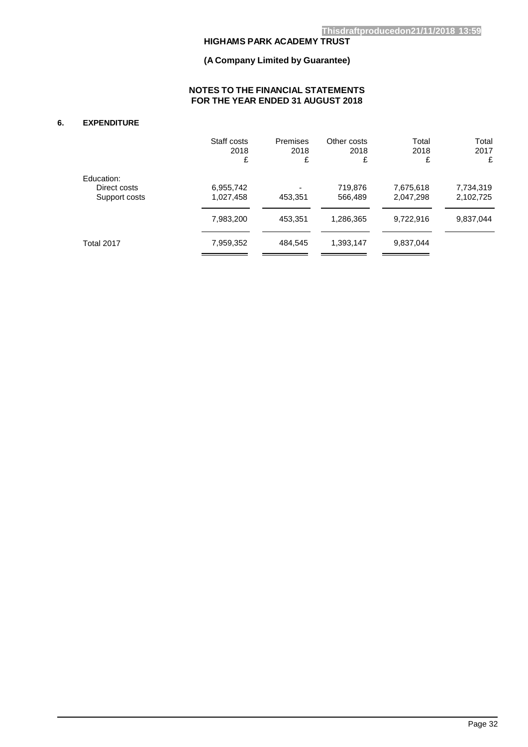## 6. EXPENDITURE

| | Staff costs 2018 £ | Premises 2018 £ | Other costs 2018 £ | Total 2018 £ | Total 2017 £ |
|---|---|---|---|---|---|
| Education: | | | | | |
| Direct costs | 6,955,742 | - | 719,876 | 7,675,618 | 7,734,319 |
| Support costs | 1,027,458 | 453,351 | 566,489 | 2,047,298 | 2,102,725 |
| | 7,983,200 | 453,351 | 1,286,365 | 9,722,916 | 9,837,044 |
| Total 2017 | 7,959,352 | 484,545 | 1,393,147 | 9,837,044 | |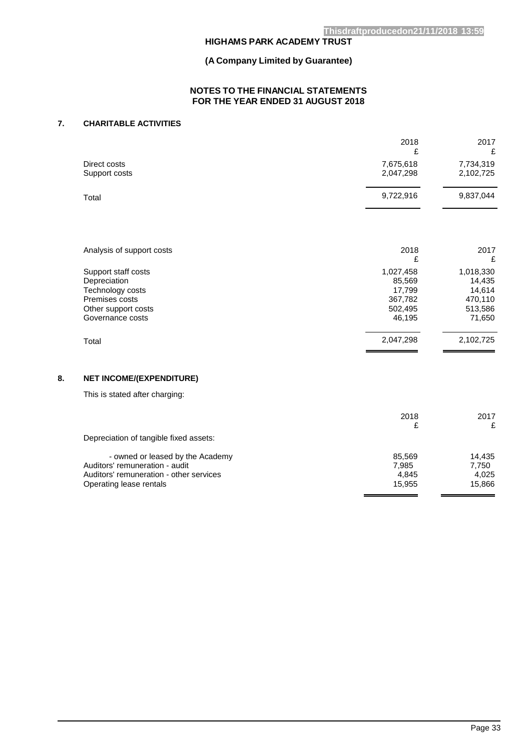**HIGHAMS PARK ACADEMY TRUST**

**(A Company Limited by Guarantee)**

**NOTES TO THE FINANCIAL STATEMENTS FOR THE YEAR ENDED 31 AUGUST 2018**

## 7. CHARITABLE ACTIVITIES

| | 2018 £ | 2017 £ |
|---|---|---|
| Direct costs | 7,675,618 | 7,734,319 |
| Support costs | 2,047,298 | 2,102,725 |
| Total | 9,722,916 | 9,837,044 |

| Analysis of support costs | 2018 £ | 2017 £ |
|---|---|---|
| Support staff costs | 1,027,458 | 1,018,330 |
| Depreciation | 85,569 | 14,435 |
| Technology costs | 17,799 | 14,614 |
| Premises costs | 367,782 | 470,110 |
| Other support costs | 502,495 | 513,586 |
| Governance costs | 46,195 | 71,650 |
| Total | 2,047,298 | 2,102,725 |

## 8. NET INCOME/(EXPENDITURE)

This is stated after charging:

| | 2018 £ | 2017 £ |
|---|---|---|
| Depreciation of tangible fixed assets: | | |
| - owned or leased by the Academy | 85,569 | 14,435 |
| Auditors' remuneration - audit | 7,985 | 7,750 |
| Auditors' remuneration - other services | 4,845 | 4,025 |
| Operating lease rentals | 15,955 | 15,866 |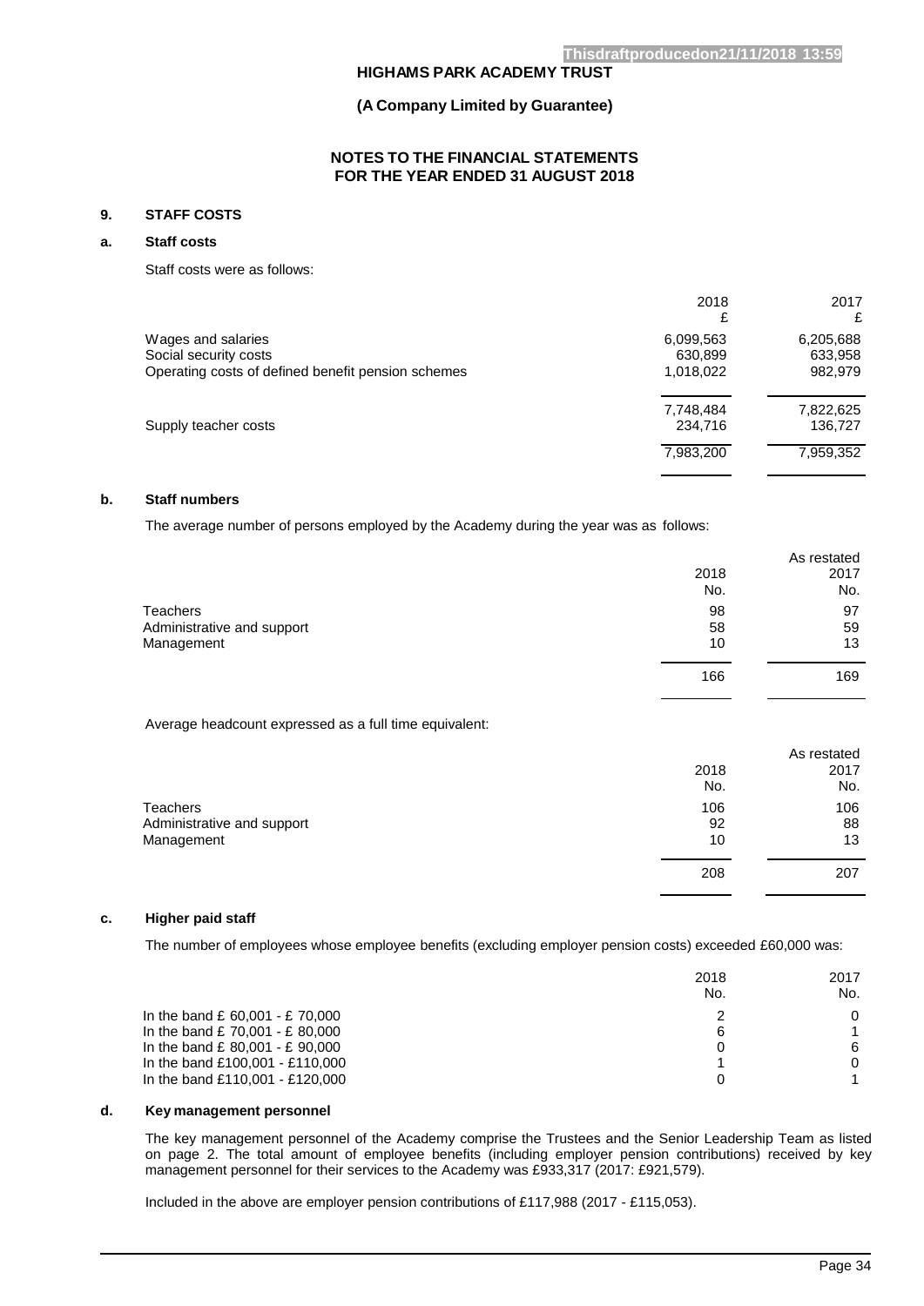# 9. STAFF COSTS

## a. Staff costs

Staff costs were as follows:

| | 2018<br>£ | 2017<br>£ |
|---|---|---|
| Wages and salaries | 6,099,563 | 6,205,688 |
| Social security costs | 630,899 | 633,958 |
| Operating costs of defined benefit pension schemes | 1,018,022 | 982,979 |
| | 7,748,484 | 7,822,625 |
| Supply teacher costs | 234,716 | 136,727 |
| | 7,983,200 | 7,959,352 |

## b. Staff numbers

The average number of persons employed by the Academy during the year was as follows:

| | 2018<br>No. | As restated<br>2017<br>No. |
|---|---|---|
| Teachers | 98 | 97 |
| Administrative and support | 58 | 59 |
| Management | 10 | 13 |
| | 166 | 169 |

Average headcount expressed as a full time equivalent:

| | 2018<br>No. | As restated<br>2017<br>No. |
|---|---|---|
| Teachers | 106 | 106 |
| Administrative and support | 92 | 88 |
| Management | 10 | 13 |
| | 208 | 207 |

## c. Higher paid staff

The number of employees whose employee benefits (excluding employer pension costs) exceeded £60,000 was:

| | 2018<br>No. | 2017<br>No. |
|---|---|---|
| In the band £ 60,001 - £ 70,000 | 2 | 0 |
| In the band £ 70,001 - £ 80,000 | 6 | 1 |
| In the band £ 80,001 - £ 90,000 | 0 | 6 |
| In the band £100,001 - £110,000 | 1 | 0 |
| In the band £110,001 - £120,000 | 0 | 1 |

## d. Key management personnel

The key management personnel of the Academy comprise the Trustees and the Senior Leadership Team as listed on page 2. The total amount of employee benefits (including employer pension contributions) received by key management personnel for their services to the Academy was £933,317 (2017: £921,579).

Included in the above are employer pension contributions of £117,988 (2017 - £115,053).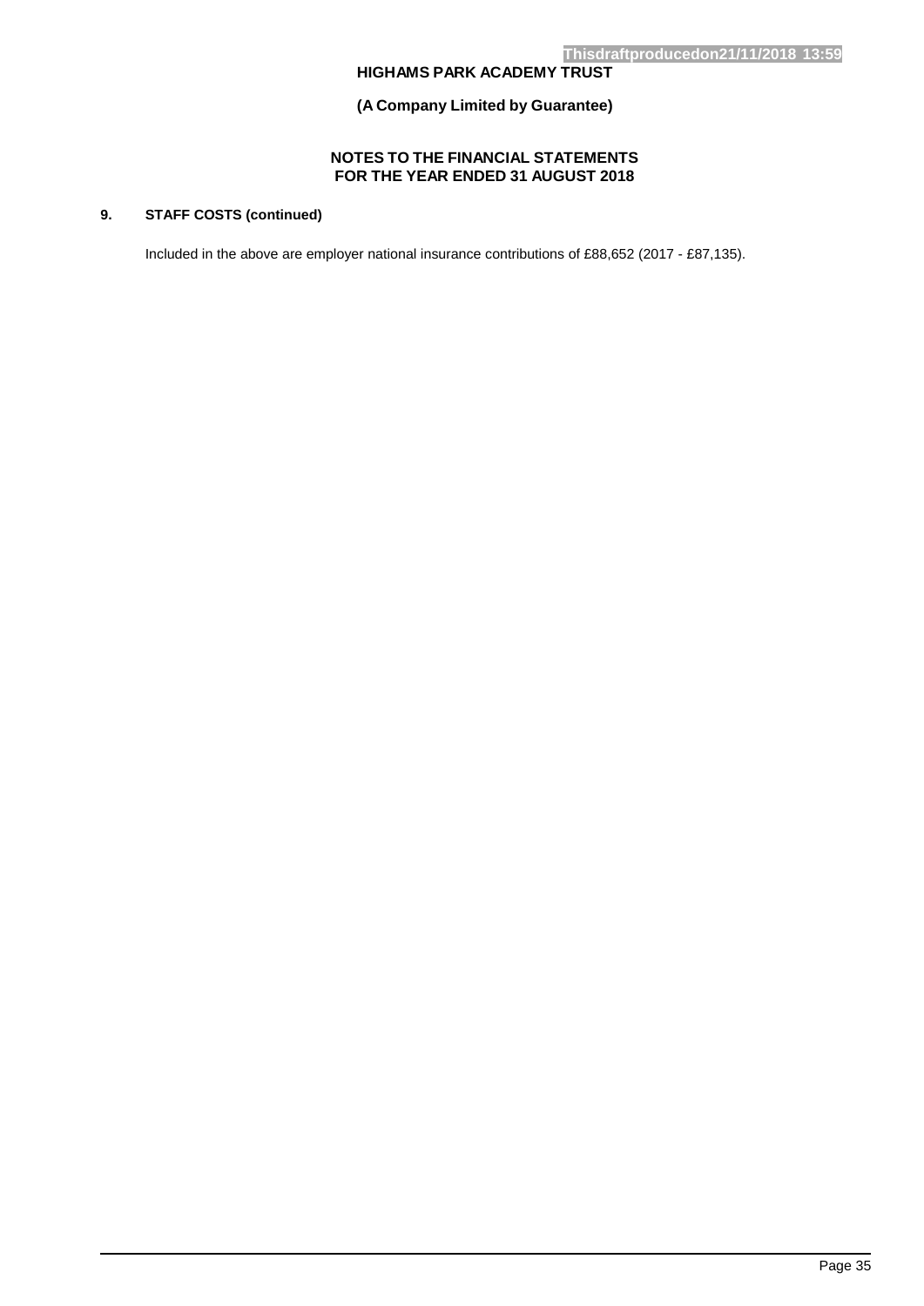## 9. STAFF COSTS (continued)

Included in the above are employer national insurance contributions of £88,652 (2017 - £87,135).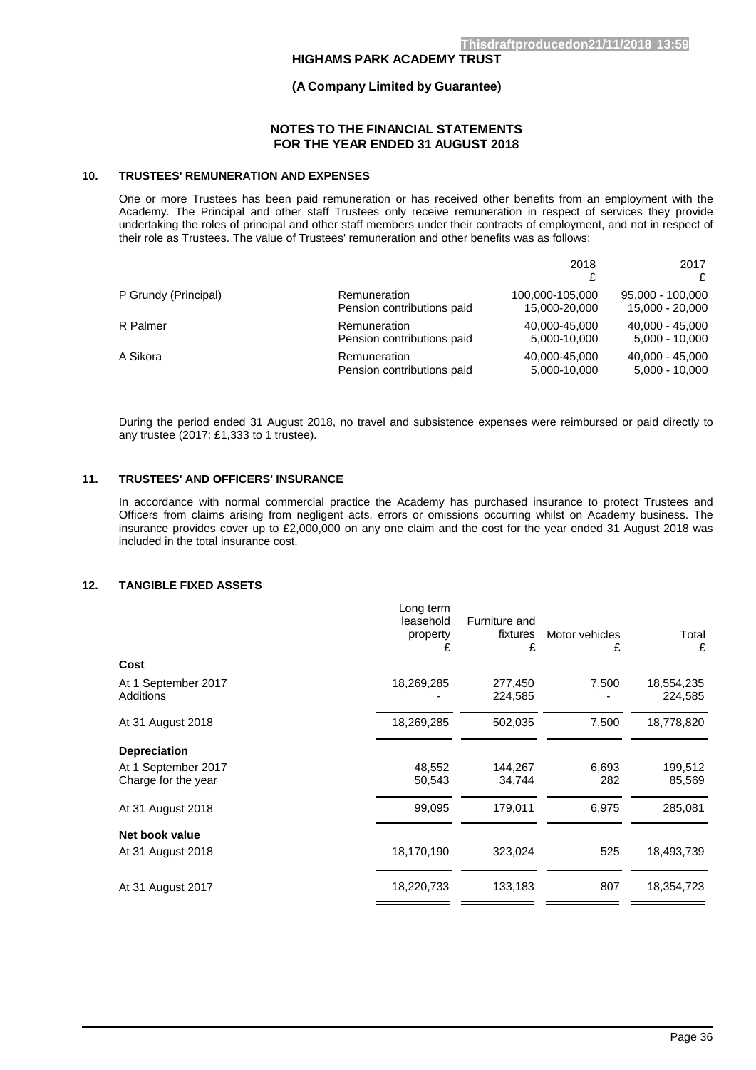# HIGHAMS PARK ACADEMY TRUST

**(A Company Limited by Guarantee)**

**NOTES TO THE FINANCIAL STATEMENTS FOR THE YEAR ENDED 31 AUGUST 2018**

## 10. TRUSTEES' REMUNERATION AND EXPENSES

One or more Trustees has been paid remuneration or has received other benefits from an employment with the Academy. The Principal and other staff Trustees only receive remuneration in respect of services they provide undertaking the roles of principal and other staff members under their contracts of employment, and not in respect of their role as Trustees. The value of Trustees' remuneration and other benefits was as follows:

| | | 2018 £ | 2017 £ |
|---|---|---|---|
| P Grundy (Principal) | Remuneration | 100,000-105,000 | 95,000 - 100,000 |
| | Pension contributions paid | 15,000-20,000 | 15,000 - 20,000 |
| R Palmer | Remuneration | 40,000-45,000 | 40,000 - 45,000 |
| | Pension contributions paid | 5,000-10,000 | 5,000 - 10,000 |
| A Sikora | Remuneration | 40,000-45,000 | 40,000 - 45,000 |
| | Pension contributions paid | 5,000-10,000 | 5,000 - 10,000 |

During the period ended 31 August 2018, no travel and subsistence expenses were reimbursed or paid directly to any trustee (2017: £1,333 to 1 trustee).

## 11. TRUSTEES' AND OFFICERS' INSURANCE

In accordance with normal commercial practice the Academy has purchased insurance to protect Trustees and Officers from claims arising from negligent acts, errors or omissions occurring whilst on Academy business. The insurance provides cover up to £2,000,000 on any one claim and the cost for the year ended 31 August 2018 was included in the total insurance cost.

## 12. TANGIBLE FIXED ASSETS

| | Long term leasehold property £ | Furniture and fixtures £ | Motor vehicles £ | Total £ |
|---|---|---|---|---|
| **Cost** | | | | |
| At 1 September 2017 | 18,269,285 | 277,450 | 7,500 | 18,554,235 |
| Additions | - | 224,585 | - | 224,585 |
| At 31 August 2018 | 18,269,285 | 502,035 | 7,500 | 18,778,820 |
| **Depreciation** | | | | |
| At 1 September 2017 | 48,552 | 144,267 | 6,693 | 199,512 |
| Charge for the year | 50,543 | 34,744 | 282 | 85,569 |
| At 31 August 2018 | 99,095 | 179,011 | 6,975 | 285,081 |
| **Net book value** | | | | |
| At 31 August 2018 | 18,170,190 | 323,024 | 525 | 18,493,739 |
| At 31 August 2017 | 18,220,733 | 133,183 | 807 | 18,354,723 |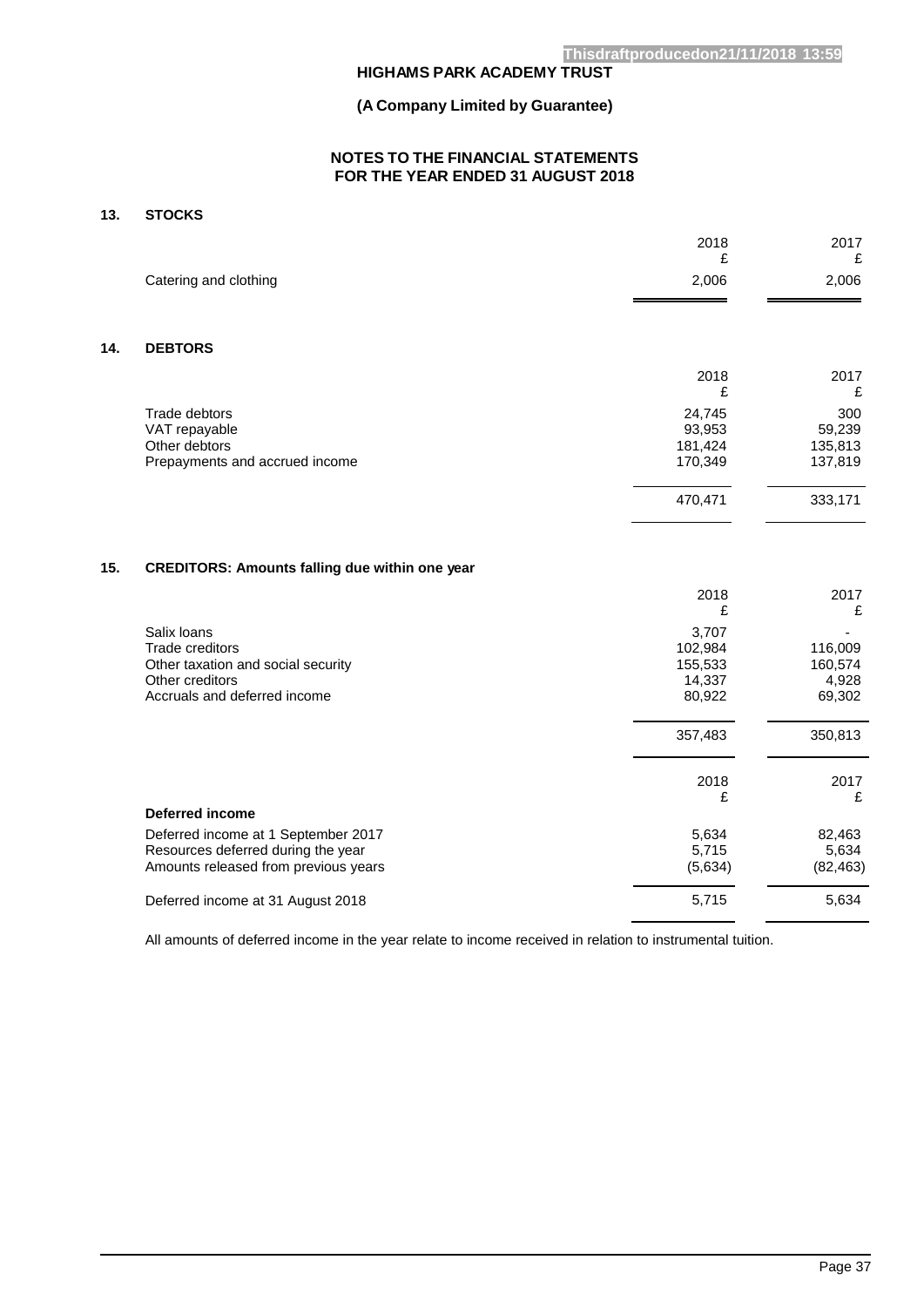# HIGHAMS PARK ACADEMY TRUST

## (A Company Limited by Guarantee)

## NOTES TO THE FINANCIAL STATEMENTS FOR THE YEAR ENDED 31 AUGUST 2018

### 13. STOCKS

| | 2018 £ | 2017 £ |
|---|---|---|
| Catering and clothing | 2,006 | 2,006 |

### 14. DEBTORS

| | 2018 £ | 2017 £ |
|---|---|---|
| Trade debtors | 24,745 | 300 |
| VAT repayable | 93,953 | 59,239 |
| Other debtors | 181,424 | 135,813 |
| Prepayments and accrued income | 170,349 | 137,819 |
| | 470,471 | 333,171 |

### 15. CREDITORS: Amounts falling due within one year

| | 2018 £ | 2017 £ |
|---|---|---|
| Salix loans | 3,707 | - |
| Trade creditors | 102,984 | 116,009 |
| Other taxation and social security | 155,533 | 160,574 |
| Other creditors | 14,337 | 4,928 |
| Accruals and deferred income | 80,922 | 69,302 |
| | 357,483 | 350,813 |

| | 2018 £ | 2017 £ |
|---|---|---|
| **Deferred income** | | |
| Deferred income at 1 September 2017 | 5,634 | 82,463 |
| Resources deferred during the year | 5,715 | 5,634 |
| Amounts released from previous years | (5,634) | (82,463) |
| Deferred income at 31 August 2018 | 5,715 | 5,634 |

All amounts of deferred income in the year relate to income received in relation to instrumental tuition.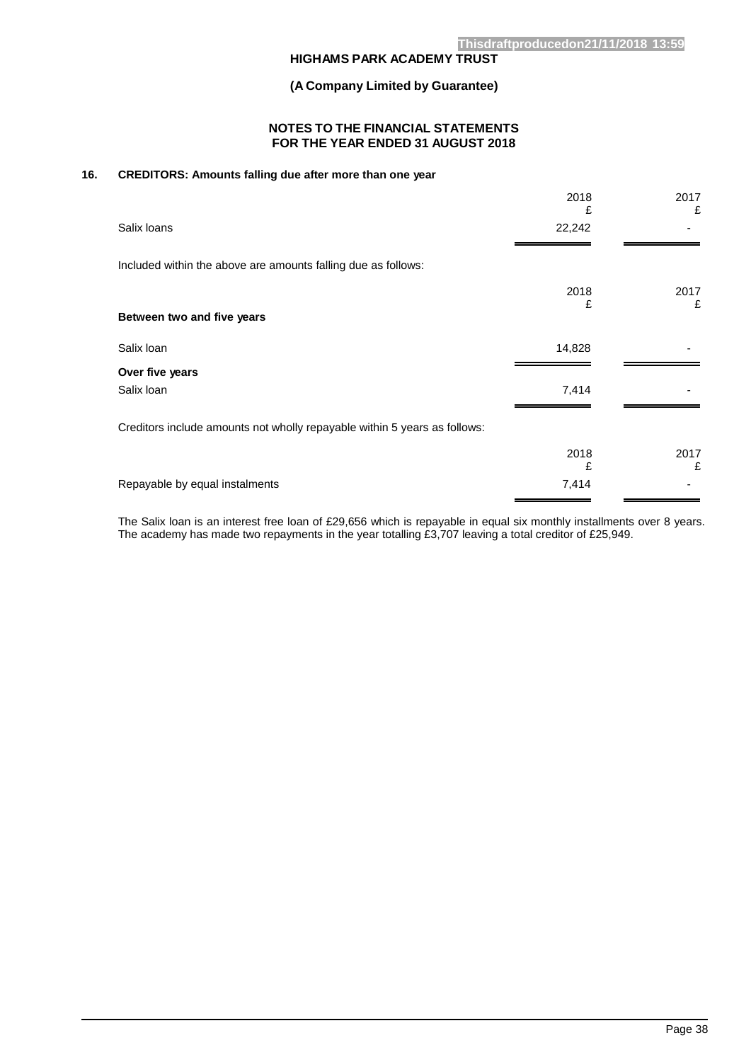# HIGHAMS PARK ACADEMY TRUST

## (A Company Limited by Guarantee)

## NOTES TO THE FINANCIAL STATEMENTS FOR THE YEAR ENDED 31 AUGUST 2018

### 16. CREDITORS: Amounts falling due after more than one year

| | 2018<br>£ | 2017<br>£ |
|---|---|---|
| Salix loans | 22,242 | - |

Included within the above are amounts falling due as follows:

| | 2018<br>£ | 2017<br>£ |
|---|---|---|
| **Between two and five years** | | |
| Salix loan | 14,828 | - |
| **Over five years** | | |
| Salix loan | 7,414 | - |

Creditors include amounts not wholly repayable within 5 years as follows:

| | 2018<br>£ | 2017<br>£ |
|---|---|---|
| Repayable by equal instalments | 7,414 | - |

The Salix loan is an interest free loan of £29,656 which is repayable in equal six monthly installments over 8 years. The academy has made two repayments in the year totalling £3,707 leaving a total creditor of £25,949.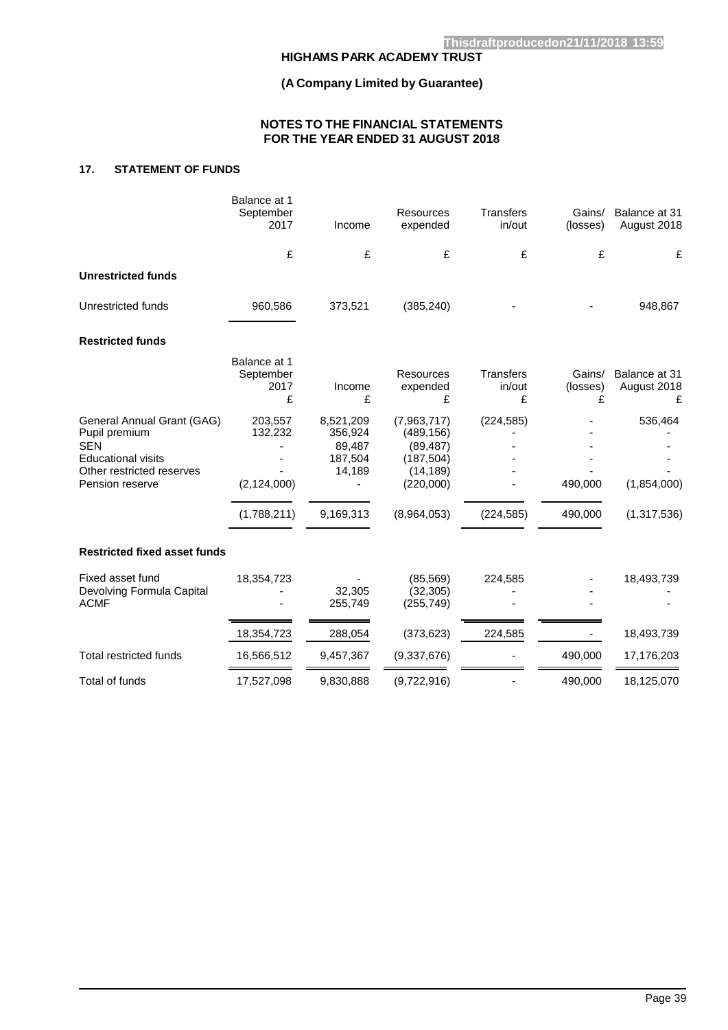# HIGHAMS PARK ACADEMY TRUST

## (A Company Limited by Guarantee)

## NOTES TO THE FINANCIAL STATEMENTS FOR THE YEAR ENDED 31 AUGUST 2018

### 17. STATEMENT OF FUNDS

| | Balance at 1 September 2017 | Income | Resources expended | Transfers in/out | Gains/ (losses) | Balance at 31 August 2018 |
|---|---|---|---|---|---|---|
| | £ | £ | £ | £ | £ | £ |
| **Unrestricted funds** | | | | | | |
| Unrestricted funds | 960,586 | 373,521 | (385,240) | - | - | 948,867 |

**Restricted funds**

| | Balance at 1 September 2017 £ | Income £ | Resources expended £ | Transfers in/out £ | Gains/ (losses) £ | Balance at 31 August 2018 £ |
|---|---|---|---|---|---|---|
| General Annual Grant (GAG) | 203,557 | 8,521,209 | (7,963,717) | (224,585) | - | 536,464 |
| Pupil premium | 132,232 | 356,924 | (489,156) | - | - | - |
| SEN | - | 89,487 | (89,487) | - | - | - |
| Educational visits | - | 187,504 | (187,504) | - | - | - |
| Other restricted reserves | - | 14,189 | (14,189) | - | - | - |
| Pension reserve | (2,124,000) | - | (220,000) | - | 490,000 | (1,854,000) |
| | (1,788,211) | 9,169,313 | (8,964,053) | (224,585) | 490,000 | (1,317,536) |
| **Restricted fixed asset funds** | | | | | | |
| Fixed asset fund | 18,354,723 | - | (85,569) | 224,585 | - | 18,493,739 |
| Devolving Formula Capital | - | 32,305 | (32,305) | - | - | - |
| ACMF | - | 255,749 | (255,749) | - | - | - |
| | 18,354,723 | 288,054 | (373,623) | 224,585 | - | 18,493,739 |
| Total restricted funds | 16,566,512 | 9,457,367 | (9,337,676) | - | 490,000 | 17,176,203 |
| Total of funds | 17,527,098 | 9,830,888 | (9,722,916) | - | 490,000 | 18,125,070 |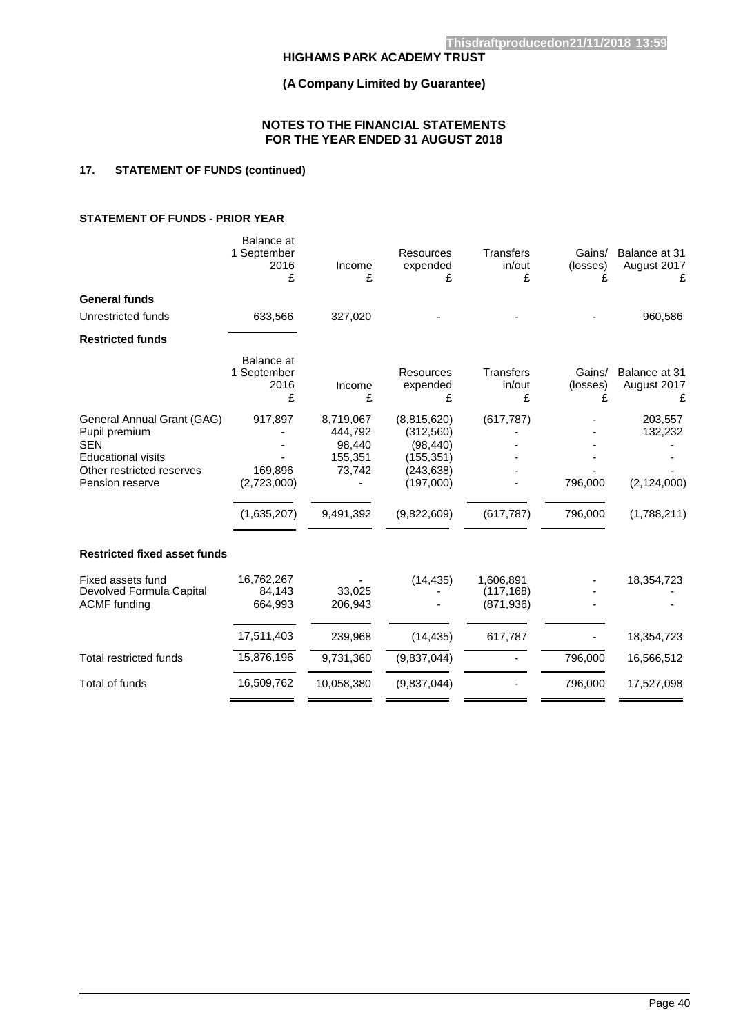**HIGHAMS PARK ACADEMY TRUST**

**(A Company Limited by Guarantee)**

**NOTES TO THE FINANCIAL STATEMENTS FOR THE YEAR ENDED 31 AUGUST 2018**

## 17. STATEMENT OF FUNDS (continued)

### STATEMENT OF FUNDS - PRIOR YEAR

| | Balance at 1 September 2016 £ | Income £ | Resources expended £ | Transfers in/out £ | Gains/ (losses) £ | Balance at 31 August 2017 £ |
|---|---|---|---|---|---|---|
| **General funds** | | | | | | |
| Unrestricted funds | 633,566 | 327,020 | - | - | - | 960,586 |

| **Restricted funds** | Balance at 1 September 2016 £ | Income £ | Resources expended £ | Transfers in/out £ | Gains/ (losses) £ | Balance at 31 August 2017 £ |
|---|---|---|---|---|---|---|
| General Annual Grant (GAG) | 917,897 | 8,719,067 | (8,815,620) | (617,787) | - | 203,557 |
| Pupil premium | - | 444,792 | (312,560) | - | - | 132,232 |
| SEN | - | 98,440 | (98,440) | - | - | - |
| Educational visits | - | 155,351 | (155,351) | - | - | - |
| Other restricted reserves | 169,896 | 73,742 | (243,638) | - | - | - |
| Pension reserve | (2,723,000) | - | (197,000) | - | 796,000 | (2,124,000) |
| | (1,635,207) | 9,491,392 | (9,822,609) | (617,787) | 796,000 | (1,788,211) |
| **Restricted fixed asset funds** | | | | | | |
| Fixed assets fund | 16,762,267 | - | (14,435) | 1,606,891 | - | 18,354,723 |
| Devolved Formula Capital | 84,143 | 33,025 | - | (117,168) | - | - |
| ACMF funding | 664,993 | 206,943 | - | (871,936) | - | - |
| | 17,511,403 | 239,968 | (14,435) | 617,787 | - | 18,354,723 |
| Total restricted funds | 15,876,196 | 9,731,360 | (9,837,044) | - | 796,000 | 16,566,512 |
| Total of funds | 16,509,762 | 10,058,380 | (9,837,044) | - | 796,000 | 17,527,098 |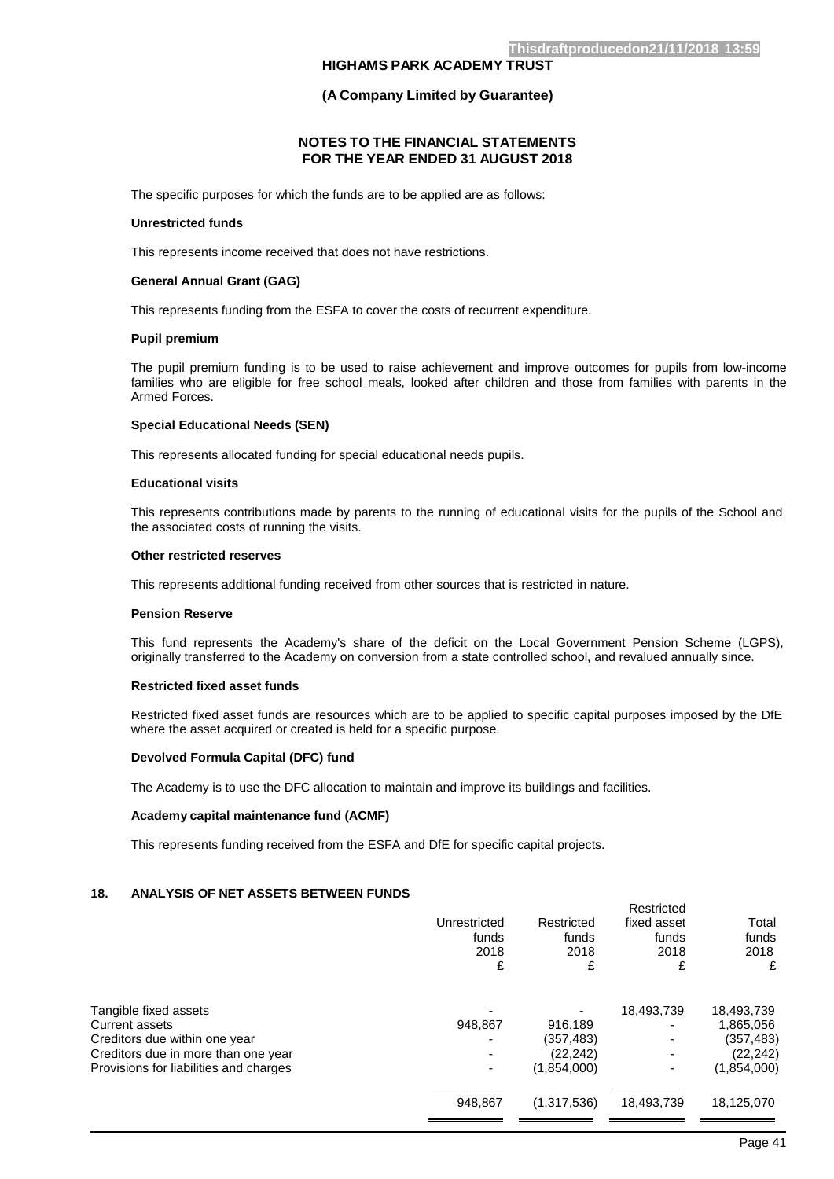The specific purposes for which the funds are to be applied are as follows:

**Unrestricted funds**

This represents income received that does not have restrictions.

**General Annual Grant (GAG)**

This represents funding from the ESFA to cover the costs of recurrent expenditure.

**Pupil premium**

The pupil premium funding is to be used to raise achievement and improve outcomes for pupils from low-income families who are eligible for free school meals, looked after children and those from families with parents in the Armed Forces.

**Special Educational Needs (SEN)**

This represents allocated funding for special educational needs pupils.

**Educational visits**

This represents contributions made by parents to the running of educational visits for the pupils of the School and the associated costs of running the visits.

**Other restricted reserves**

This represents additional funding received from other sources that is restricted in nature.

**Pension Reserve**

This fund represents the Academy's share of the deficit on the Local Government Pension Scheme (LGPS), originally transferred to the Academy on conversion from a state controlled school, and revalued annually since.

**Restricted fixed asset funds**

Restricted fixed asset funds are resources which are to be applied to specific capital purposes imposed by the DfE where the asset acquired or created is held for a specific purpose.

**Devolved Formula Capital (DFC) fund**

The Academy is to use the DFC allocation to maintain and improve its buildings and facilities.

**Academy capital maintenance fund (ACMF)**

This represents funding received from the ESFA and DfE for specific capital projects.

## 18. ANALYSIS OF NET ASSETS BETWEEN FUNDS

| | Unrestricted funds 2018 £ | Restricted funds 2018 £ | Restricted fixed asset funds 2018 £ | Total funds 2018 £ |
|---|---|---|---|---|
| Tangible fixed assets | - | - | 18,493,739 | 18,493,739 |
| Current assets | 948,867 | 916,189 | - | 1,865,056 |
| Creditors due within one year | - | (357,483) | - | (357,483) |
| Creditors due in more than one year | - | (22,242) | - | (22,242) |
| Provisions for liabilities and charges | - | (1,854,000) | - | (1,854,000) |
| | 948,867 | (1,317,536) | 18,493,739 | 18,125,070 |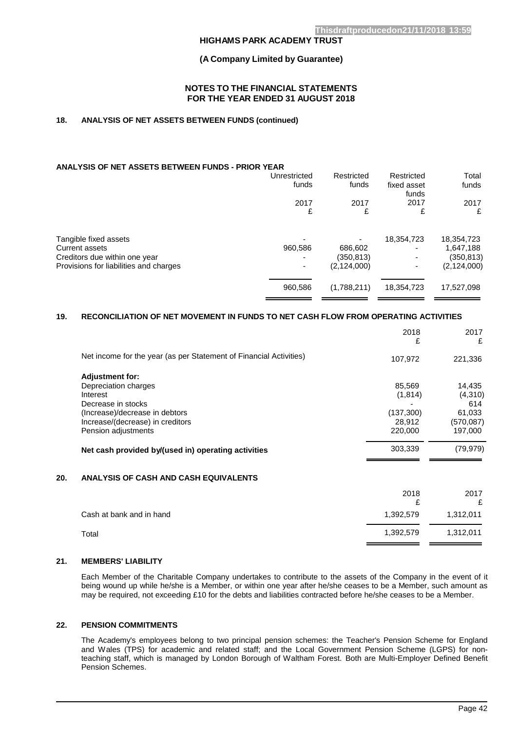## 18. ANALYSIS OF NET ASSETS BETWEEN FUNDS (continued)

### ANALYSIS OF NET ASSETS BETWEEN FUNDS - PRIOR YEAR

| | Unrestricted funds 2017 £ | Restricted funds 2017 £ | Restricted fixed asset funds 2017 £ | Total funds 2017 £ |
|---|---|---|---|---|
| Tangible fixed assets | - | - | 18,354,723 | 18,354,723 |
| Current assets | 960,586 | 686,602 | - | 1,647,188 |
| Creditors due within one year | - | (350,813) | - | (350,813) |
| Provisions for liabilities and charges | - | (2,124,000) | - | (2,124,000) |
| | 960,586 | (1,788,211) | 18,354,723 | 17,527,098 |

## 19. RECONCILIATION OF NET MOVEMENT IN FUNDS TO NET CASH FLOW FROM OPERATING ACTIVITIES

| | 2018 £ | 2017 £ |
|---|---|---|
| Net income for the year (as per Statement of Financial Activities) | 107,972 | 221,336 |
| **Adjustment for:** | | |
| Depreciation charges | 85,569 | 14,435 |
| Interest | (1,814) | (4,310) |
| Decrease in stocks | - | 614 |
| (Increase)/decrease in debtors | (137,300) | 61,033 |
| Increase/(decrease) in creditors | 28,912 | (570,087) |
| Pension adjustments | 220,000 | 197,000 |
| **Net cash provided by/(used in) operating activities** | 303,339 | (79,979) |

## 20. ANALYSIS OF CASH AND CASH EQUIVALENTS

| | 2018 £ | 2017 £ |
|---|---|---|
| Cash at bank and in hand | 1,392,579 | 1,312,011 |
| Total | 1,392,579 | 1,312,011 |

## 21. MEMBERS' LIABILITY

Each Member of the Charitable Company undertakes to contribute to the assets of the Company in the event of it being wound up while he/she is a Member, or within one year after he/she ceases to be a Member, such amount as may be required, not exceeding £10 for the debts and liabilities contracted before he/she ceases to be a Member.

## 22. PENSION COMMITMENTS

The Academy's employees belong to two principal pension schemes: the Teacher's Pension Scheme for England and Wales (TPS) for academic and related staff; and the Local Government Pension Scheme (LGPS) for non-teaching staff, which is managed by London Borough of Waltham Forest. Both are Multi-Employer Defined Benefit Pension Schemes.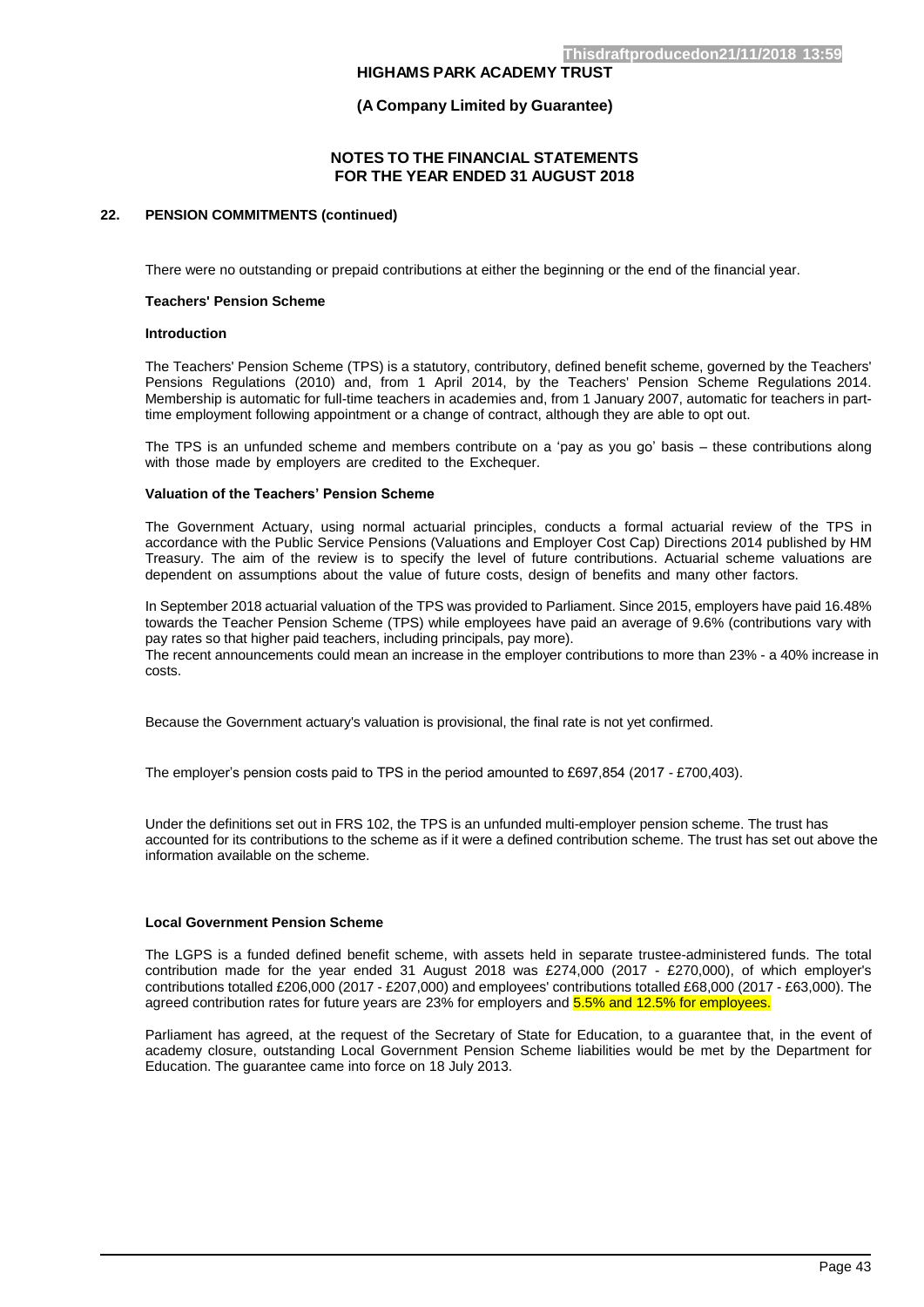**HIGHAMS PARK ACADEMY TRUST**

**(A Company Limited by Guarantee)**

**NOTES TO THE FINANCIAL STATEMENTS FOR THE YEAR ENDED 31 AUGUST 2018**

## 22. PENSION COMMITMENTS (continued)

There were no outstanding or prepaid contributions at either the beginning or the end of the financial year.

**Teachers' Pension Scheme**

**Introduction**

The Teachers' Pension Scheme (TPS) is a statutory, contributory, defined benefit scheme, governed by the Teachers' Pensions Regulations (2010) and, from 1 April 2014, by the Teachers' Pension Scheme Regulations 2014. Membership is automatic for full-time teachers in academies and, from 1 January 2007, automatic for teachers in part-time employment following appointment or a change of contract, although they are able to opt out.

The TPS is an unfunded scheme and members contribute on a 'pay as you go' basis – these contributions along with those made by employers are credited to the Exchequer.

**Valuation of the Teachers' Pension Scheme**

The Government Actuary, using normal actuarial principles, conducts a formal actuarial review of the TPS in accordance with the Public Service Pensions (Valuations and Employer Cost Cap) Directions 2014 published by HM Treasury. The aim of the review is to specify the level of future contributions. Actuarial scheme valuations are dependent on assumptions about the value of future costs, design of benefits and many other factors.

In September 2018 actuarial valuation of the TPS was provided to Parliament. Since 2015, employers have paid 16.48% towards the Teacher Pension Scheme (TPS) while employees have paid an average of 9.6% (contributions vary with pay rates so that higher paid teachers, including principals, pay more).
The recent announcements could mean an increase in the employer contributions to more than 23% - a 40% increase in costs.

Because the Government actuary's valuation is provisional, the final rate is not yet confirmed.

The employer's pension costs paid to TPS in the period amounted to £697,854 (2017 - £700,403).

Under the definitions set out in FRS 102, the TPS is an unfunded multi-employer pension scheme. The trust has accounted for its contributions to the scheme as if it were a defined contribution scheme. The trust has set out above the information available on the scheme.

**Local Government Pension Scheme**

The LGPS is a funded defined benefit scheme, with assets held in separate trustee-administered funds. The total contribution made for the year ended 31 August 2018 was £274,000 (2017 - £270,000), of which employer's contributions totalled £206,000 (2017 - £207,000) and employees' contributions totalled £68,000 (2017 - £63,000). The agreed contribution rates for future years are 23% for employers and 5.5% and 12.5% for employees.

Parliament has agreed, at the request of the Secretary of State for Education, to a guarantee that, in the event of academy closure, outstanding Local Government Pension Scheme liabilities would be met by the Department for Education. The guarantee came into force on 18 July 2013.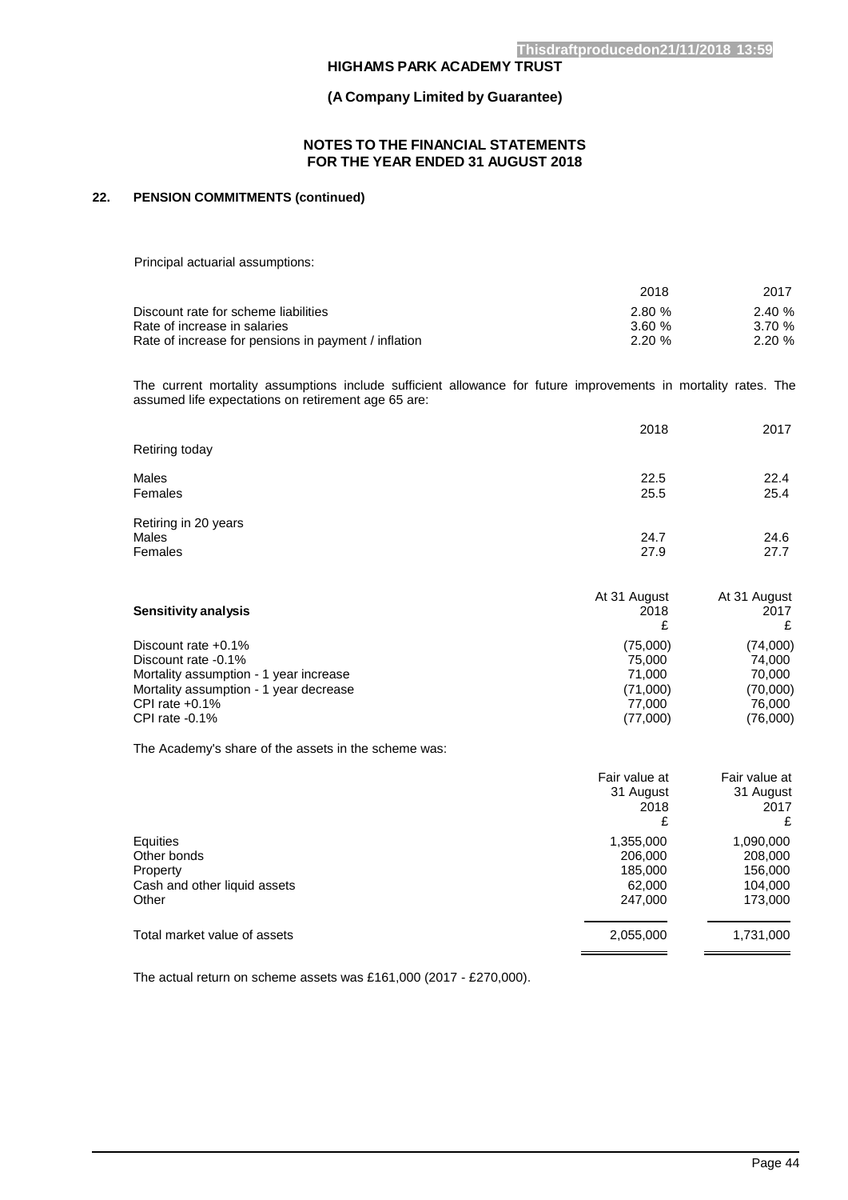## 22. PENSION COMMITMENTS (continued)

Principal actuarial assumptions:

| | 2018 | 2017 |
|---|---|---|
| Discount rate for scheme liabilities | 2.80 % | 2.40 % |
| Rate of increase in salaries | 3.60 % | 3.70 % |
| Rate of increase for pensions in payment / inflation | 2.20 % | 2.20 % |

The current mortality assumptions include sufficient allowance for future improvements in mortality rates. The assumed life expectations on retirement age 65 are:

| | 2018 | 2017 |
|---|---|---|
| Retiring today | | |
| Males | 22.5 | 22.4 |
| Females | 25.5 | 25.4 |
| Retiring in 20 years | | |
| Males | 24.7 | 24.6 |
| Females | 27.9 | 27.7 |

| **Sensitivity analysis** | At 31 August 2018 £ | At 31 August 2017 £ |
|---|---|---|
| Discount rate +0.1% | (75,000) | (74,000) |
| Discount rate -0.1% | 75,000 | 74,000 |
| Mortality assumption - 1 year increase | 71,000 | 70,000 |
| Mortality assumption - 1 year decrease | (71,000) | (70,000) |
| CPI rate +0.1% | 77,000 | 76,000 |
| CPI rate -0.1% | (77,000) | (76,000) |

The Academy's share of the assets in the scheme was:

| | Fair value at 31 August 2018 £ | Fair value at 31 August 2017 £ |
|---|---|---|
| Equities | 1,355,000 | 1,090,000 |
| Other bonds | 206,000 | 208,000 |
| Property | 185,000 | 156,000 |
| Cash and other liquid assets | 62,000 | 104,000 |
| Other | 247,000 | 173,000 |
| Total market value of assets | 2,055,000 | 1,731,000 |

The actual return on scheme assets was £161,000 (2017 - £270,000).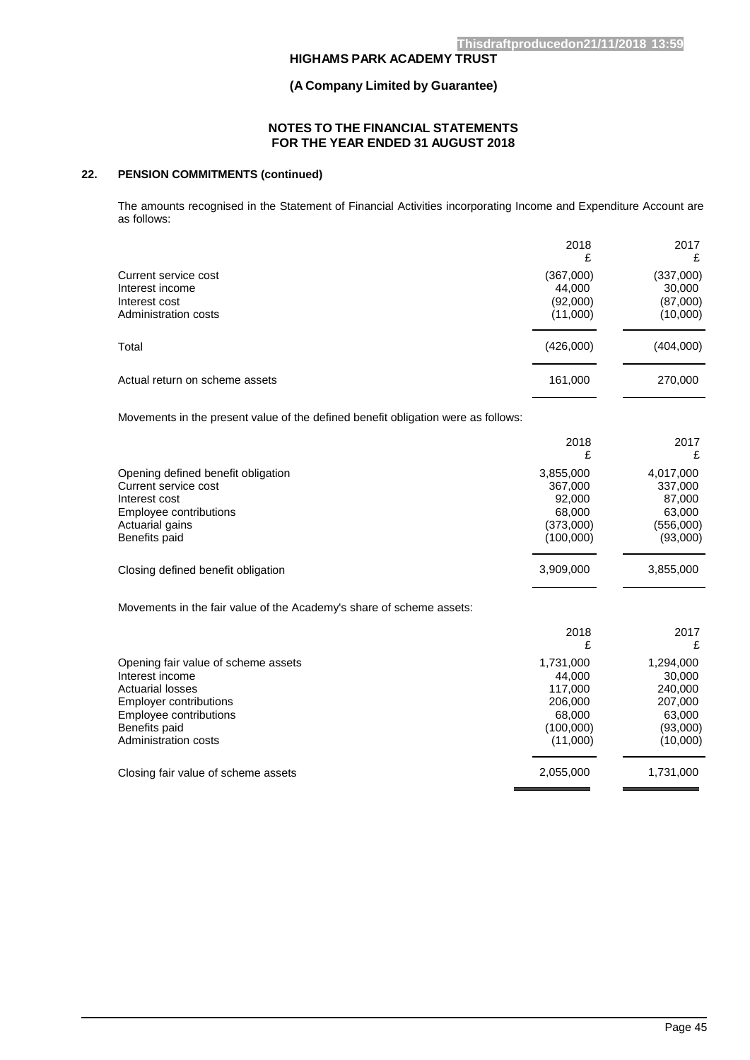## 22. PENSION COMMITMENTS (continued)

The amounts recognised in the Statement of Financial Activities incorporating Income and Expenditure Account are as follows:

| | 2018 £ | 2017 £ |
|---|---|---|
| Current service cost | (367,000) | (337,000) |
| Interest income | 44,000 | 30,000 |
| Interest cost | (92,000) | (87,000) |
| Administration costs | (11,000) | (10,000) |
| Total | (426,000) | (404,000) |
| Actual return on scheme assets | 161,000 | 270,000 |

Movements in the present value of the defined benefit obligation were as follows:

| | 2018 £ | 2017 £ |
|---|---|---|
| Opening defined benefit obligation | 3,855,000 | 4,017,000 |
| Current service cost | 367,000 | 337,000 |
| Interest cost | 92,000 | 87,000 |
| Employee contributions | 68,000 | 63,000 |
| Actuarial gains | (373,000) | (556,000) |
| Benefits paid | (100,000) | (93,000) |
| Closing defined benefit obligation | 3,909,000 | 3,855,000 |

Movements in the fair value of the Academy's share of scheme assets:

| | 2018 £ | 2017 £ |
|---|---|---|
| Opening fair value of scheme assets | 1,731,000 | 1,294,000 |
| Interest income | 44,000 | 30,000 |
| Actuarial losses | 117,000 | 240,000 |
| Employer contributions | 206,000 | 207,000 |
| Employee contributions | 68,000 | 63,000 |
| Benefits paid | (100,000) | (93,000) |
| Administration costs | (11,000) | (10,000) |
| Closing fair value of scheme assets | 2,055,000 | 1,731,000 |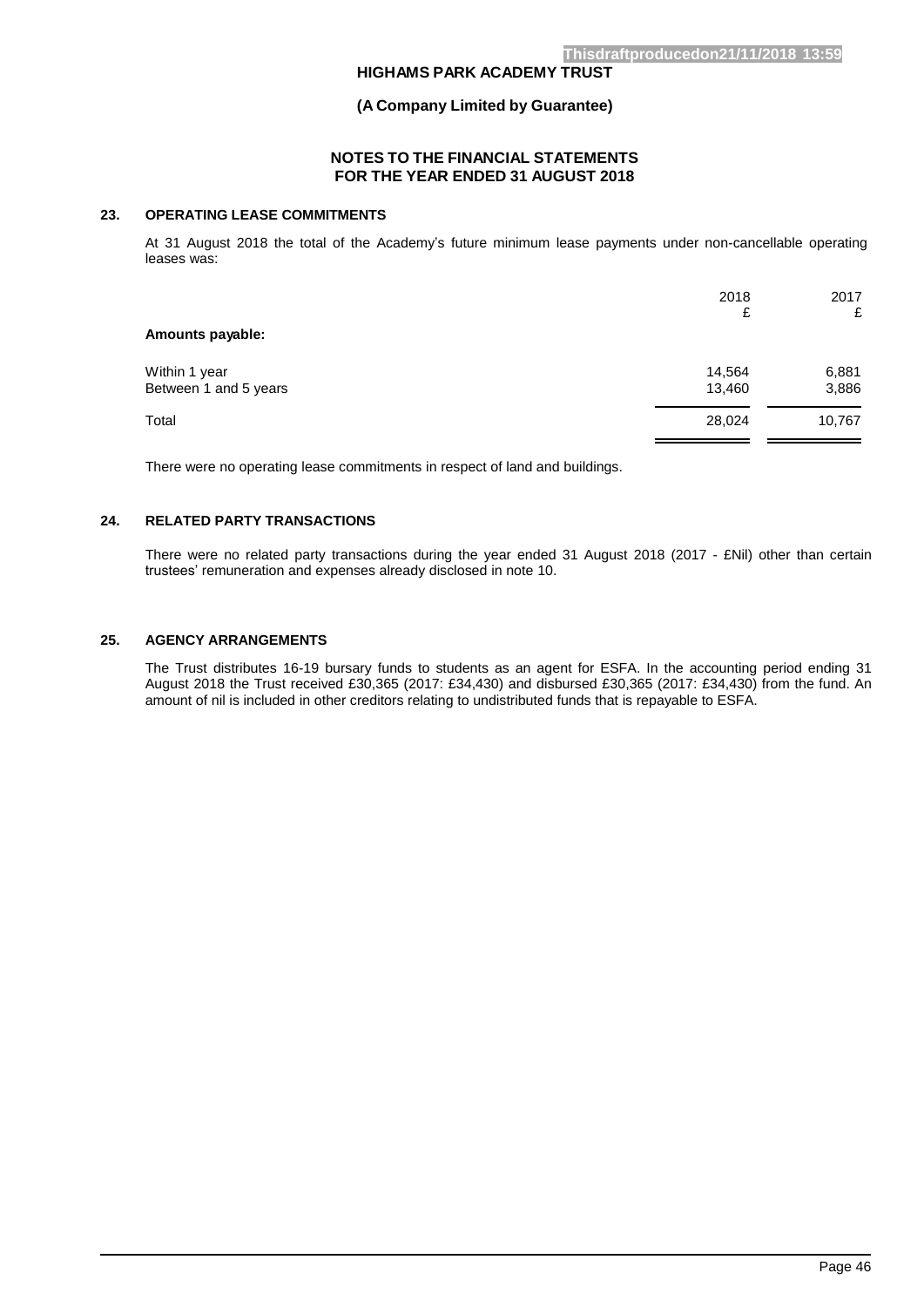## 23. OPERATING LEASE COMMITMENTS

At 31 August 2018 the total of the Academy's future minimum lease payments under non-cancellable operating leases was:

| | 2018 £ | 2017 £ |
|---|---|---|
| **Amounts payable:** | | |
| Within 1 year | 14,564 | 6,881 |
| Between 1 and 5 years | 13,460 | 3,886 |
| Total | 28,024 | 10,767 |

There were no operating lease commitments in respect of land and buildings.

## 24. RELATED PARTY TRANSACTIONS

There were no related party transactions during the year ended 31 August 2018 (2017 - £Nil) other than certain trustees' remuneration and expenses already disclosed in note 10.

## 25. AGENCY ARRANGEMENTS

The Trust distributes 16-19 bursary funds to students as an agent for ESFA. In the accounting period ending 31 August 2018 the Trust received £30,365 (2017: £34,430) and disbursed £30,365 (2017: £34,430) from the fund. An amount of nil is included in other creditors relating to undistributed funds that is repayable to ESFA.